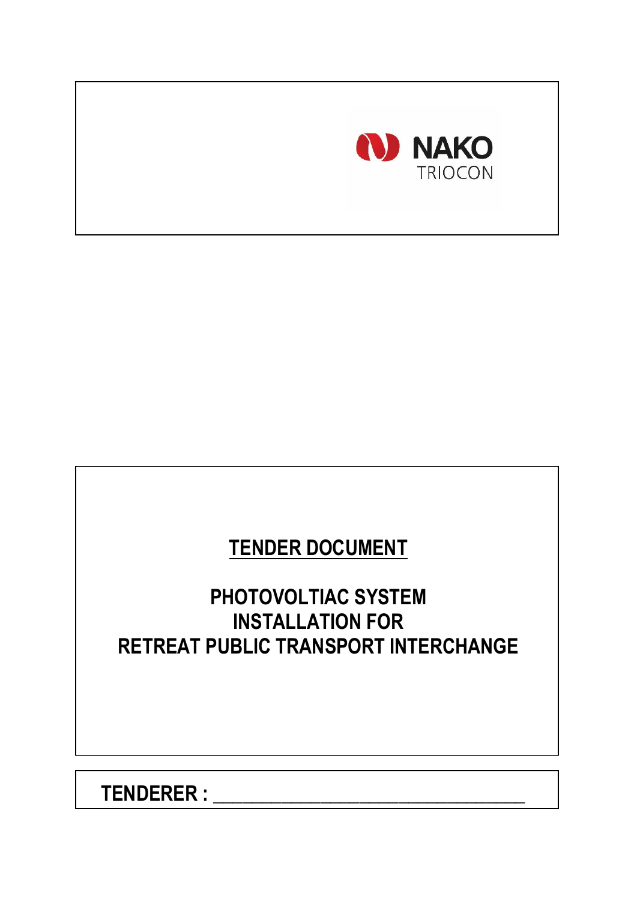NAKO

TRIOCON

# TENDER DOCUMENT

## PHOTOVOLTIAC SYSTEM INSTALLATION FOR RETREAT PUBLIC TRANSPORT INTERCHANGE

**TENDERER : ___________________________________**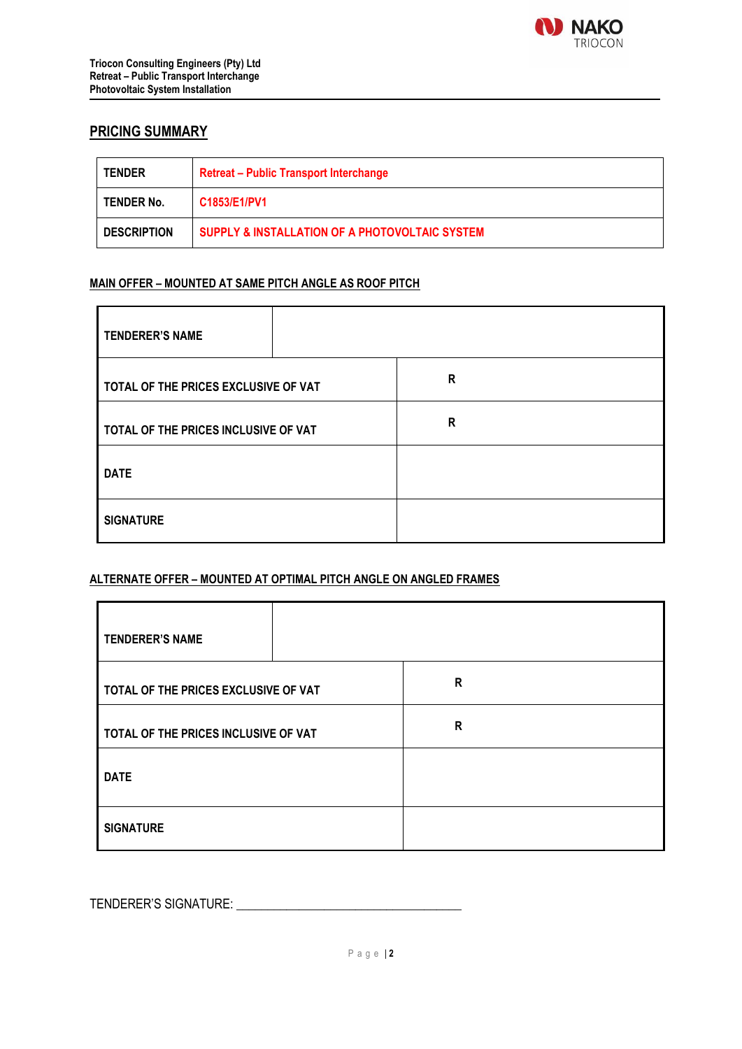## PRICING SUMMARY

| TENDER | Retreat – Public Transport Interchange |
|---|---|
| TENDER No. | C1853/E1/PV1 |
| DESCRIPTION | SUPPLY & INSTALLATION OF A PHOTOVOLTAIC SYSTEM |

### MAIN OFFER – MOUNTED AT SAME PITCH ANGLE AS ROOF PITCH

| TENDERER'S NAME | |
|---|---|
| TOTAL OF THE PRICES EXCLUSIVE OF VAT | R |
| TOTAL OF THE PRICES INCLUSIVE OF VAT | R |
| DATE | |
| SIGNATURE | |

### ALTERNATE OFFER – MOUNTED AT OPTIMAL PITCH ANGLE ON ANGLED FRAMES

| TENDERER'S NAME | |
|---|---|
| TOTAL OF THE PRICES EXCLUSIVE OF VAT | R |
| TOTAL OF THE PRICES INCLUSIVE OF VAT | R |
| DATE | |
| SIGNATURE | |

TENDERER'S SIGNATURE: ___________________________________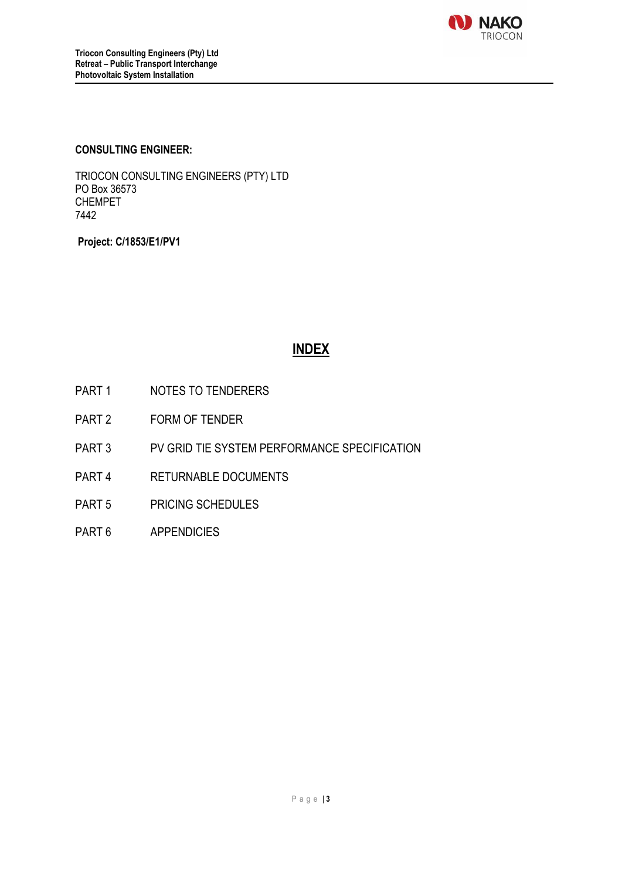**CONSULTING ENGINEER:**

TRIOCON CONSULTING ENGINEERS (PTY) LTD
PO Box 36573
CHEMPET
7442

**Project: C/1853/E1/PV1**

# INDEX

| | |
|---|---|
| PART 1 | NOTES TO TENDERERS |
| PART 2 | FORM OF TENDER |
| PART 3 | PV GRID TIE SYSTEM PERFORMANCE SPECIFICATION |
| PART 4 | RETURNABLE DOCUMENTS |
| PART 5 | PRICING SCHEDULES |
| PART 6 | APPENDICIES |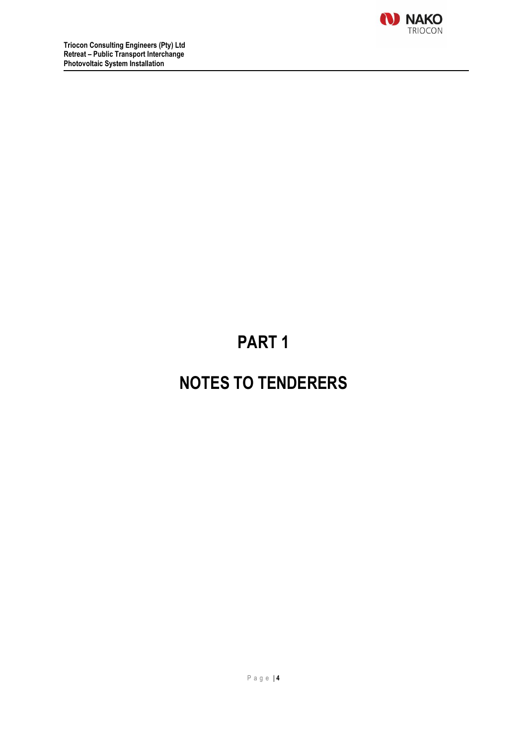# PART 1

# NOTES TO TENDERERS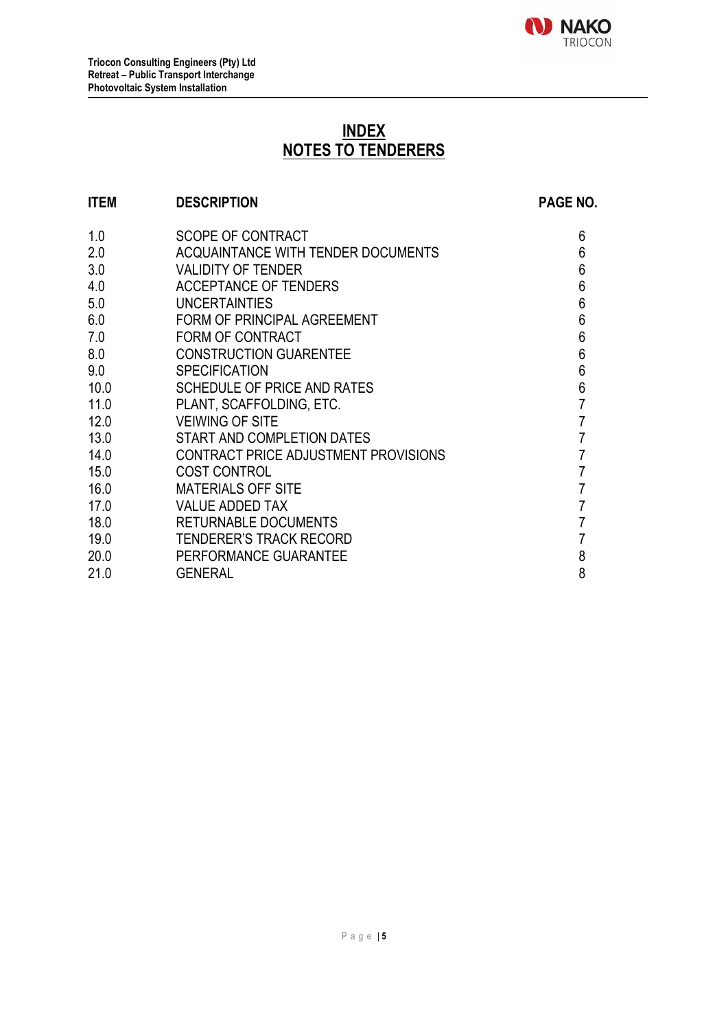# INDEX
# NOTES TO TENDERERS

| ITEM | DESCRIPTION | PAGE NO. |
|---|---|---|
| 1.0 | SCOPE OF CONTRACT | 6 |
| 2.0 | ACQUAINTANCE WITH TENDER DOCUMENTS | 6 |
| 3.0 | VALIDITY OF TENDER | 6 |
| 4.0 | ACCEPTANCE OF TENDERS | 6 |
| 5.0 | UNCERTAINTIES | 6 |
| 6.0 | FORM OF PRINCIPAL AGREEMENT | 6 |
| 7.0 | FORM OF CONTRACT | 6 |
| 8.0 | CONSTRUCTION GUARENTEE | 6 |
| 9.0 | SPECIFICATION | 6 |
| 10.0 | SCHEDULE OF PRICE AND RATES | 6 |
| 11.0 | PLANT, SCAFFOLDING, ETC. | 7 |
| 12.0 | VEIWING OF SITE | 7 |
| 13.0 | START AND COMPLETION DATES | 7 |
| 14.0 | CONTRACT PRICE ADJUSTMENT PROVISIONS | 7 |
| 15.0 | COST CONTROL | 7 |
| 16.0 | MATERIALS OFF SITE | 7 |
| 17.0 | VALUE ADDED TAX | 7 |
| 18.0 | RETURNABLE DOCUMENTS | 7 |
| 19.0 | TENDERER'S TRACK RECORD | 7 |
| 20.0 | PERFORMANCE GUARANTEE | 8 |
| 21.0 | GENERAL | 8 |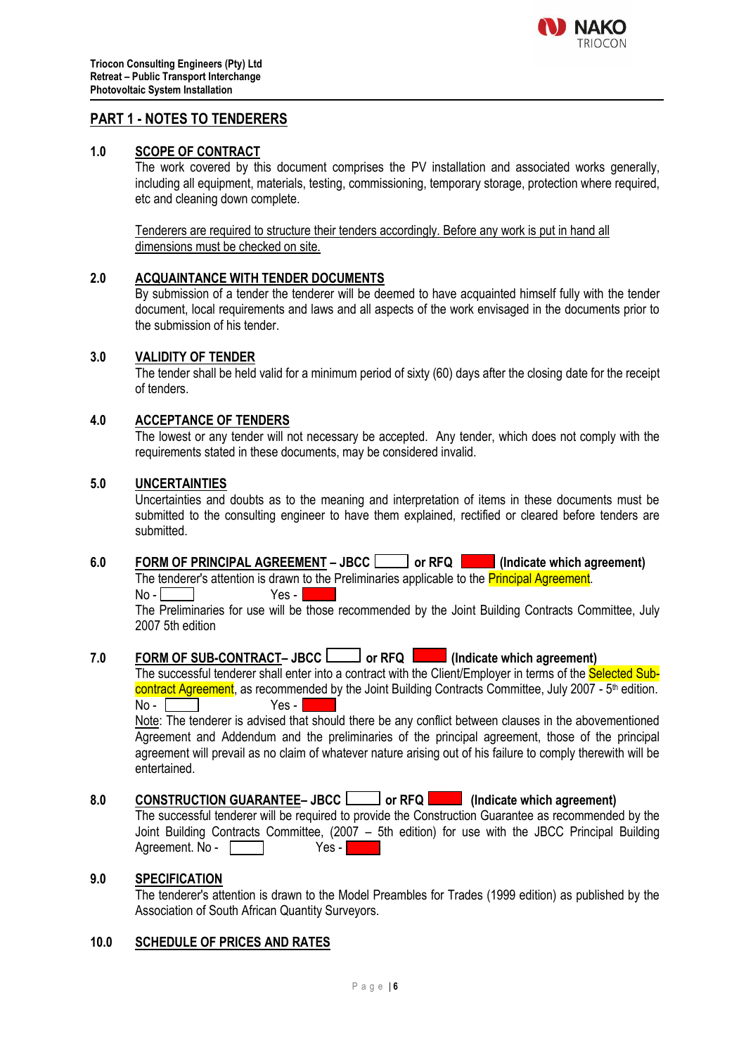**Triocon Consulting Engineers (Pty) Ltd**
**Retreat – Public Transport Interchange**
**Photovoltaic System Installation**

## PART 1 - NOTES TO TENDERERS

### 1.0 SCOPE OF CONTRACT

The work covered by this document comprises the PV installation and associated works generally, including all equipment, materials, testing, commissioning, temporary storage, protection where required, etc and cleaning down complete.

Tenderers are required to structure their tenders accordingly. Before any work is put in hand all dimensions must be checked on site.

### 2.0 ACQUAINTANCE WITH TENDER DOCUMENTS

By submission of a tender the tenderer will be deemed to have acquainted himself fully with the tender document, local requirements and laws and all aspects of the work envisaged in the documents prior to the submission of his tender.

### 3.0 VALIDITY OF TENDER

The tender shall be held valid for a minimum period of sixty (60) days after the closing date for the receipt of tenders.

### 4.0 ACCEPTANCE OF TENDERS

The lowest or any tender will not necessary be accepted. Any tender, which does not comply with the requirements stated in these documents, may be considered invalid.

### 5.0 UNCERTAINTIES

Uncertainties and doubts as to the meaning and interpretation of items in these documents must be submitted to the consulting engineer to have them explained, rectified or cleared before tenders are submitted.

### 6.0 FORM OF PRINCIPAL AGREEMENT – JBCC [ ] or RFQ [■] (Indicate which agreement)

The tenderer's attention is drawn to the Preliminaries applicable to the Principal Agreement.

No - [ ] Yes - [■]

The Preliminaries for use will be those recommended by the Joint Building Contracts Committee, July 2007 5th edition

### 7.0 FORM OF SUB-CONTRACT– JBCC [ ] or RFQ [■] (Indicate which agreement)

The successful tenderer shall enter into a contract with the Client/Employer in terms of the Selected Sub-contract Agreement, as recommended by the Joint Building Contracts Committee, July 2007 - 5th edition.

No - [ ] Yes - [■]

Note: The tenderer is advised that should there be any conflict between clauses in the abovementioned Agreement and Addendum and the preliminaries of the principal agreement, those of the principal agreement will prevail as no claim of whatever nature arising out of his failure to comply therewith will be entertained.

### 8.0 CONSTRUCTION GUARANTEE– JBCC [ ] or RFQ [■] (Indicate which agreement)

The successful tenderer will be required to provide the Construction Guarantee as recommended by the Joint Building Contracts Committee, (2007 – 5th edition) for use with the JBCC Principal Building Agreement. No - [ ] Yes - [■]

### 9.0 SPECIFICATION

The tenderer's attention is drawn to the Model Preambles for Trades (1999 edition) as published by the Association of South African Quantity Surveyors.

### 10.0 SCHEDULE OF PRICES AND RATES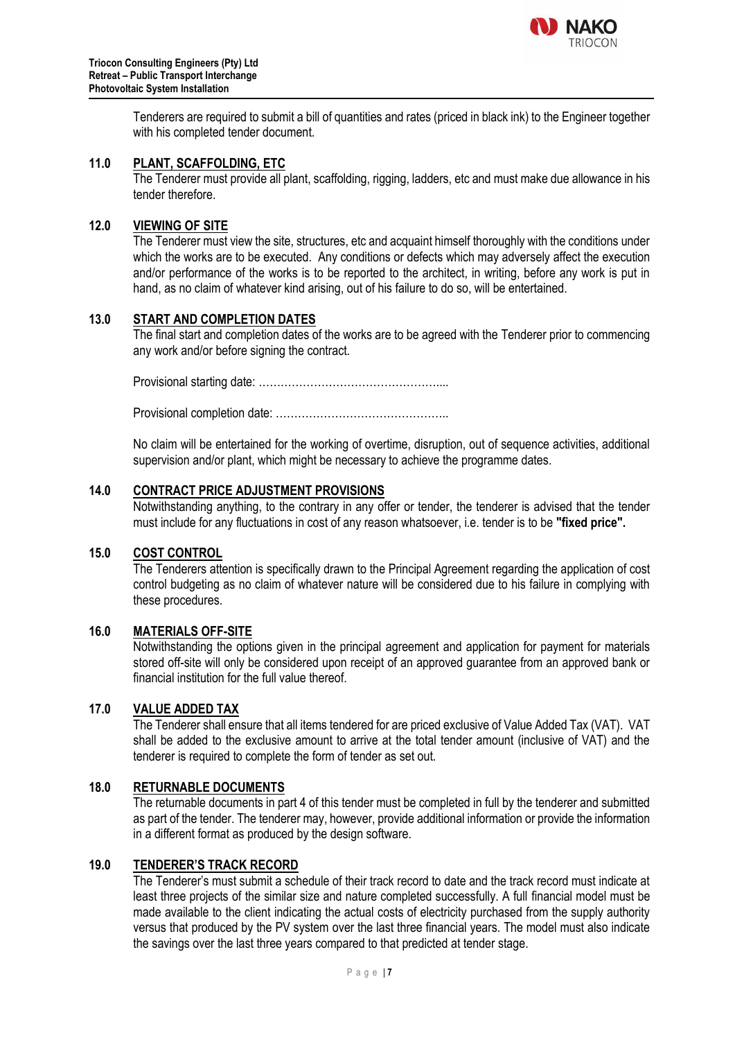Tenderers are required to submit a bill of quantities and rates (priced in black ink) to the Engineer together with his completed tender document.

## 11.0 PLANT, SCAFFOLDING, ETC

The Tenderer must provide all plant, scaffolding, rigging, ladders, etc and must make due allowance in his tender therefore.

## 12.0 VIEWING OF SITE

The Tenderer must view the site, structures, etc and acquaint himself thoroughly with the conditions under which the works are to be executed. Any conditions or defects which may adversely affect the execution and/or performance of the works is to be reported to the architect, in writing, before any work is put in hand, as no claim of whatever kind arising, out of his failure to do so, will be entertained.

## 13.0 START AND COMPLETION DATES

The final start and completion dates of the works are to be agreed with the Tenderer prior to commencing any work and/or before signing the contract.

Provisional starting date: …………………………………………....

Provisional completion date: ………………………………………..

No claim will be entertained for the working of overtime, disruption, out of sequence activities, additional supervision and/or plant, which might be necessary to achieve the programme dates.

## 14.0 CONTRACT PRICE ADJUSTMENT PROVISIONS

Notwithstanding anything, to the contrary in any offer or tender, the tenderer is advised that the tender must include for any fluctuations in cost of any reason whatsoever, i.e. tender is to be **"fixed price".**

## 15.0 COST CONTROL

The Tenderers attention is specifically drawn to the Principal Agreement regarding the application of cost control budgeting as no claim of whatever nature will be considered due to his failure in complying with these procedures.

## 16.0 MATERIALS OFF-SITE

Notwithstanding the options given in the principal agreement and application for payment for materials stored off-site will only be considered upon receipt of an approved guarantee from an approved bank or financial institution for the full value thereof.

## 17.0 VALUE ADDED TAX

The Tenderer shall ensure that all items tendered for are priced exclusive of Value Added Tax (VAT). VAT shall be added to the exclusive amount to arrive at the total tender amount (inclusive of VAT) and the tenderer is required to complete the form of tender as set out.

## 18.0 RETURNABLE DOCUMENTS

The returnable documents in part 4 of this tender must be completed in full by the tenderer and submitted as part of the tender. The tenderer may, however, provide additional information or provide the information in a different format as produced by the design software.

## 19.0 TENDERER'S TRACK RECORD

The Tenderer's must submit a schedule of their track record to date and the track record must indicate at least three projects of the similar size and nature completed successfully. A full financial model must be made available to the client indicating the actual costs of electricity purchased from the supply authority versus that produced by the PV system over the last three financial years. The model must also indicate the savings over the last three years compared to that predicted at tender stage.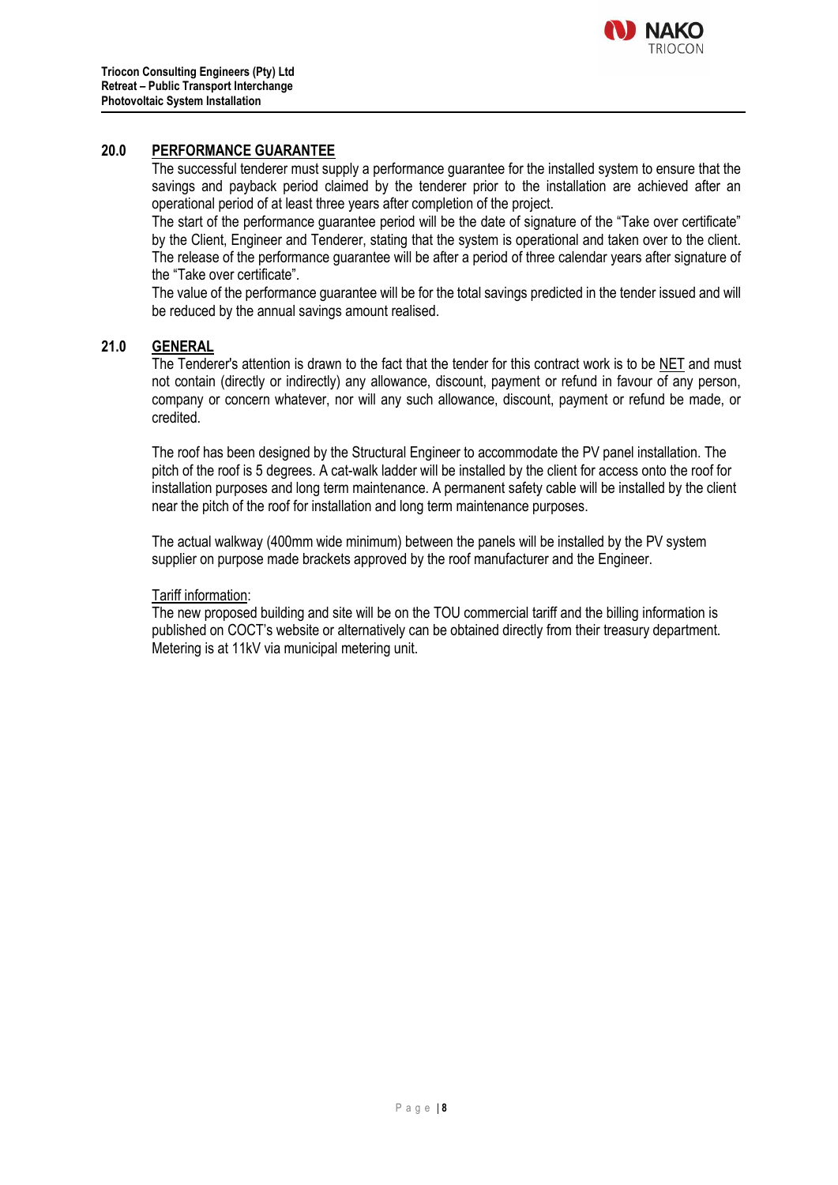## 20.0 PERFORMANCE GUARANTEE

The successful tenderer must supply a performance guarantee for the installed system to ensure that the savings and payback period claimed by the tenderer prior to the installation are achieved after an operational period of at least three years after completion of the project.

The start of the performance guarantee period will be the date of signature of the "Take over certificate" by the Client, Engineer and Tenderer, stating that the system is operational and taken over to the client. The release of the performance guarantee will be after a period of three calendar years after signature of the "Take over certificate".

The value of the performance guarantee will be for the total savings predicted in the tender issued and will be reduced by the annual savings amount realised.

## 21.0 GENERAL

The Tenderer's attention is drawn to the fact that the tender for this contract work is to be NET and must not contain (directly or indirectly) any allowance, discount, payment or refund in favour of any person, company or concern whatever, nor will any such allowance, discount, payment or refund be made, or credited.

The roof has been designed by the Structural Engineer to accommodate the PV panel installation. The pitch of the roof is 5 degrees. A cat-walk ladder will be installed by the client for access onto the roof for installation purposes and long term maintenance. A permanent safety cable will be installed by the client near the pitch of the roof for installation and long term maintenance purposes.

The actual walkway (400mm wide minimum) between the panels will be installed by the PV system supplier on purpose made brackets approved by the roof manufacturer and the Engineer.

Tariff information:

The new proposed building and site will be on the TOU commercial tariff and the billing information is published on COCT's website or alternatively can be obtained directly from their treasury department. Metering is at 11kV via municipal metering unit.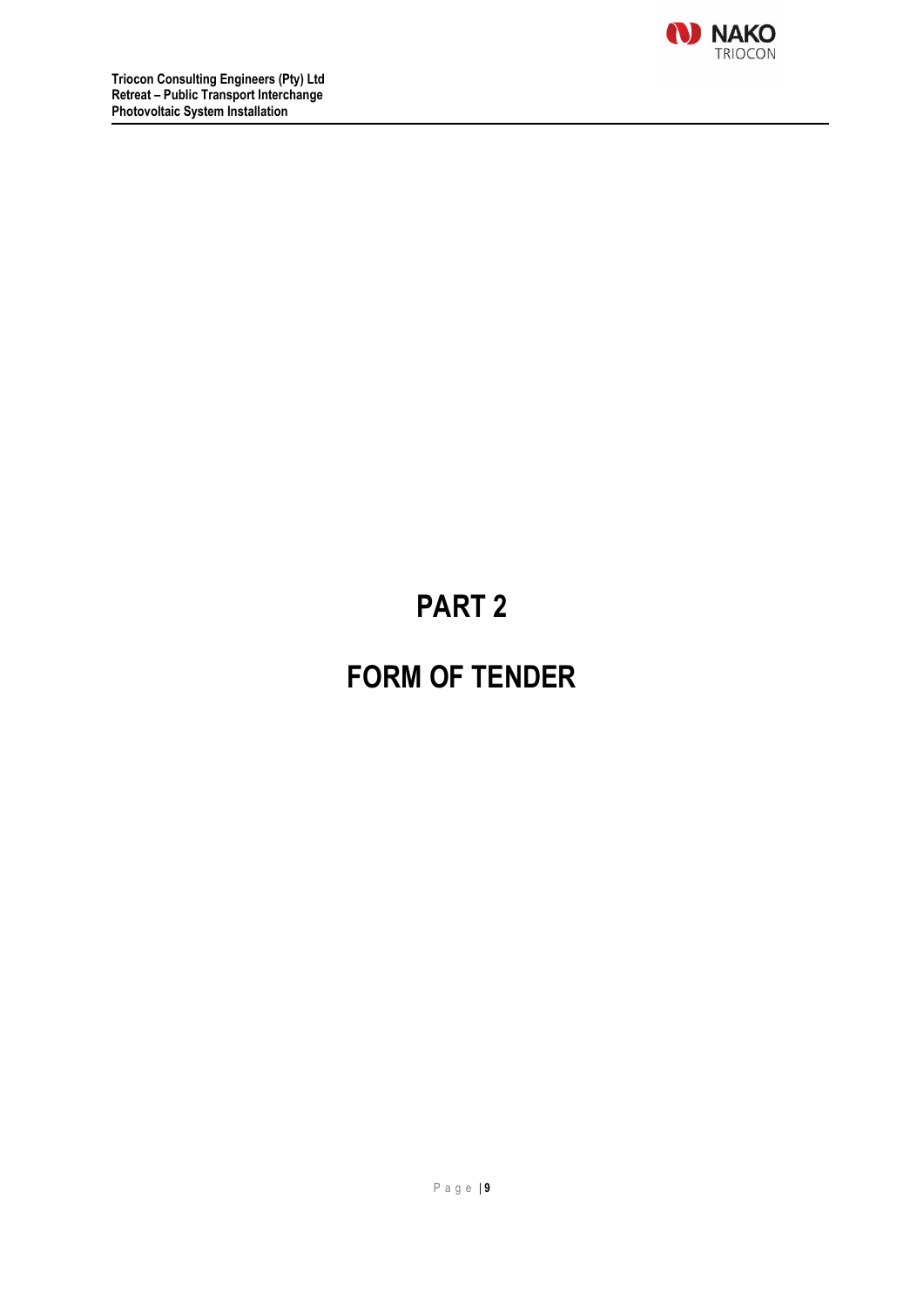# PART 2

# FORM OF TENDER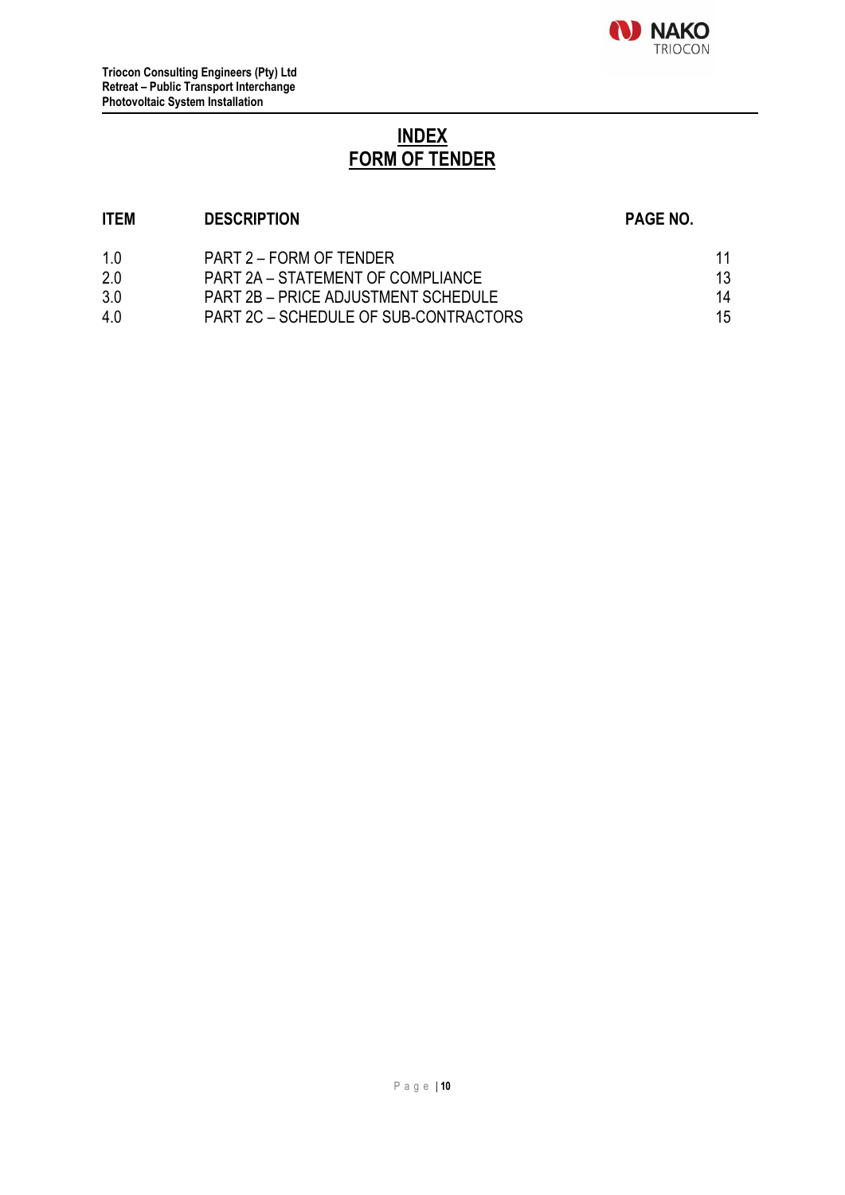# INDEX
# FORM OF TENDER

| ITEM | DESCRIPTION | PAGE NO. |
| --- | --- | --- |
| 1.0 | PART 2 – FORM OF TENDER | 11 |
| 2.0 | PART 2A – STATEMENT OF COMPLIANCE | 13 |
| 3.0 | PART 2B – PRICE ADJUSTMENT SCHEDULE | 14 |
| 4.0 | PART 2C – SCHEDULE OF SUB-CONTRACTORS | 15 |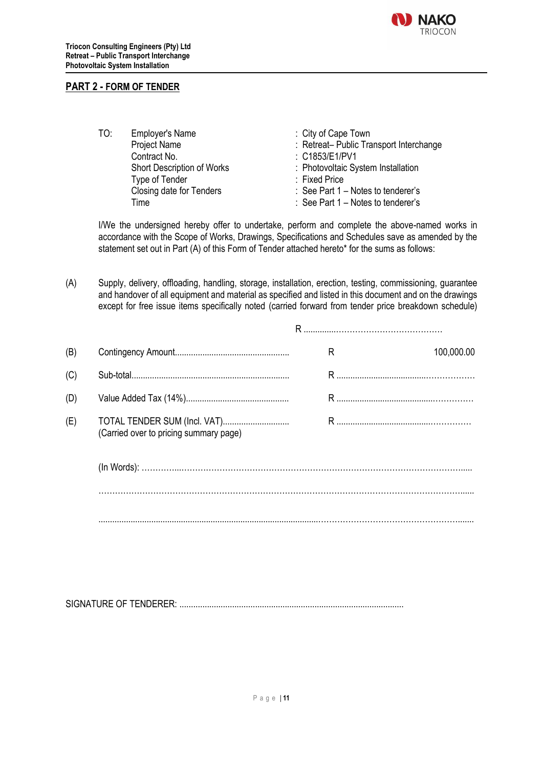## PART 2 - FORM OF TENDER

| TO: | | |
|---|---|---|
| | Employer's Name | : City of Cape Town |
| | Project Name | : Retreat– Public Transport Interchange |
| | Contract No. | : C1853/E1/PV1 |
| | Short Description of Works | : Photovoltaic System Installation |
| | Type of Tender | : Fixed Price |
| | Closing date for Tenders | : See Part 1 – Notes to tenderer's |
| | Time | : See Part 1 – Notes to tenderer's |

I/We the undersigned hereby offer to undertake, perform and complete the above-named works in accordance with the Scope of Works, Drawings, Specifications and Schedules save as amended by the statement set out in Part (A) of this Form of Tender attached hereto* for the sums as follows:

(A) Supply, delivery, offloading, handling, storage, installation, erection, testing, commissioning, guarantee and handover of all equipment and material as specified and listed in this document and on the drawings except for free issue items specifically noted (carried forward from tender price breakdown schedule)

R ..............………………………………

| | | | |
|---|---|---|---|
| (B) | Contingency Amount.................................................. | R | 100,000.00 |
| (C) | Sub-total..................................................................... | R ......................................……………… | |
| (D) | Value Added Tax (14%)............................................. | R .........................................…………… | |
| (E) | TOTAL TENDER SUM (Incl. VAT).............................<br>(Carried over to pricing summary page) | R ........................................…………… | |

(In Words): …………...……………………………………………………………………………………......

………………………………………………………………………………………………………………......

..................................................................................................……………………………………………........

SIGNATURE OF TENDERER: ..................................................................................................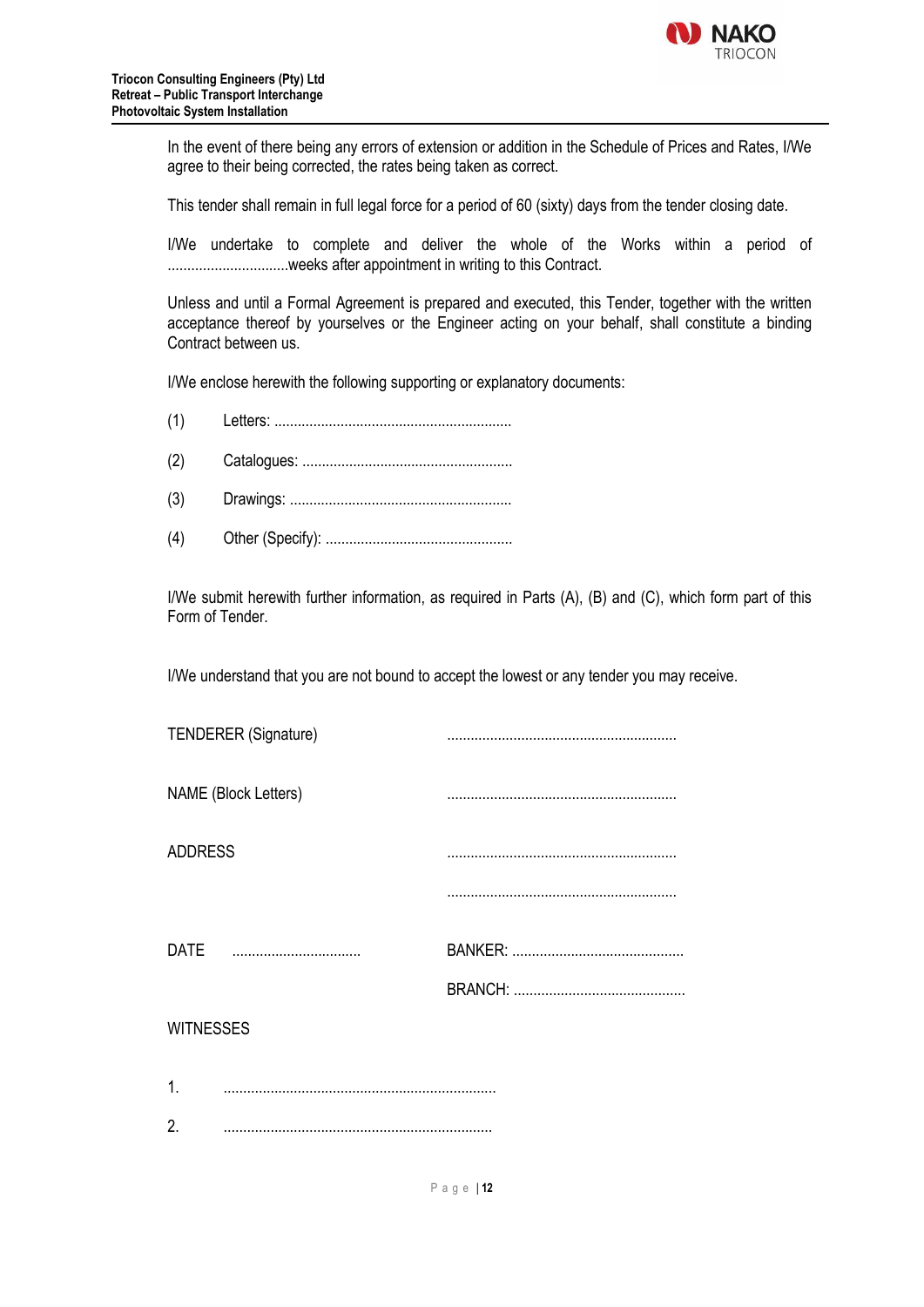In the event of there being any errors of extension or addition in the Schedule of Prices and Rates, I/We agree to their being corrected, the rates being taken as correct.

This tender shall remain in full legal force for a period of 60 (sixty) days from the tender closing date.

I/We undertake to complete and deliver the whole of the Works within a period of ...............................weeks after appointment in writing to this Contract.

Unless and until a Formal Agreement is prepared and executed, this Tender, together with the written acceptance thereof by yourselves or the Engineer acting on your behalf, shall constitute a binding Contract between us.

I/We enclose herewith the following supporting or explanatory documents:

(1) Letters: ............................................................

(2) Catalogues: .....................................................

(3) Drawings: ........................................................

(4) Other (Specify): ................................................

I/We submit herewith further information, as required in Parts (A), (B) and (C), which form part of this Form of Tender.

I/We understand that you are not bound to accept the lowest or any tender you may receive.

TENDERER (Signature) ..........................................................

NAME (Block Letters) ..........................................................

ADDRESS ..........................................................

..........................................................

DATE ................................ BANKER: ............................................

BRANCH: ............................................

WITNESSES

1. .....................................................................

2. .....................................................................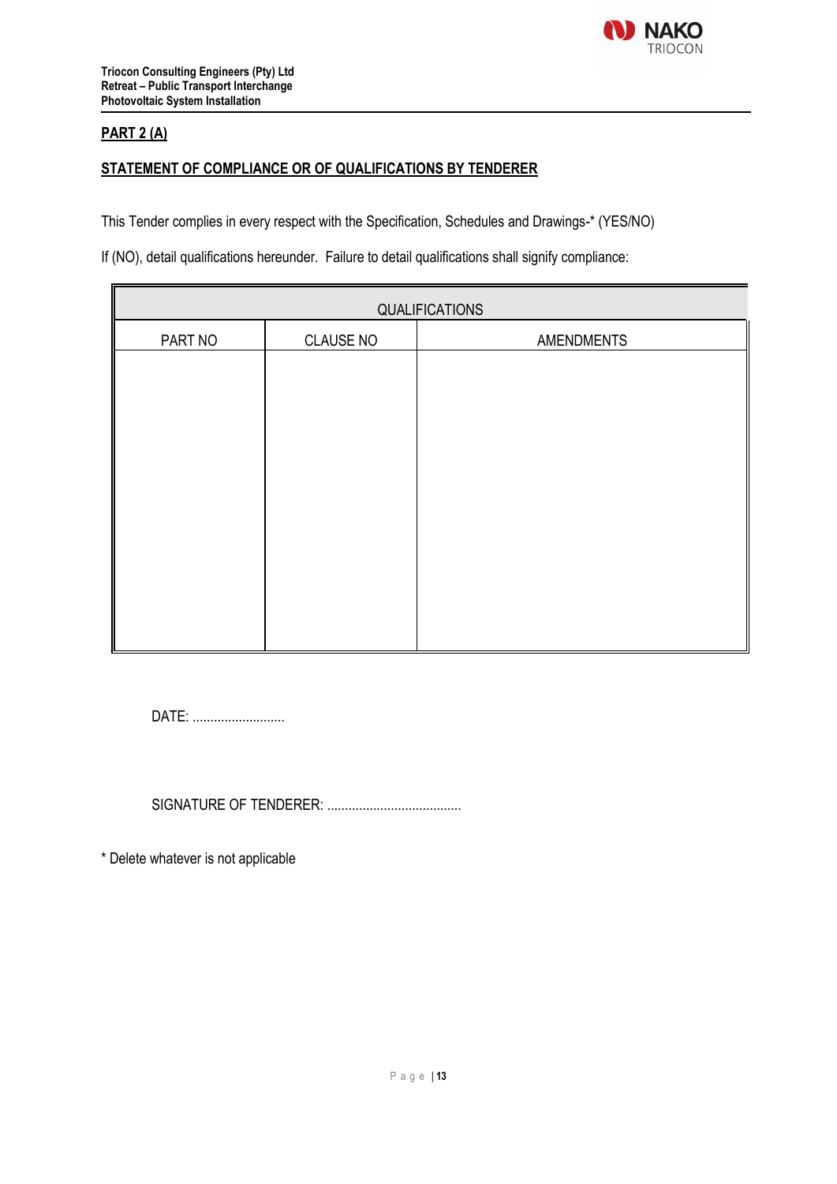## PART 2 (A)

## STATEMENT OF COMPLIANCE OR OF QUALIFICATIONS BY TENDERER

This Tender complies in every respect with the Specification, Schedules and Drawings-* (YES/NO)

If (NO), detail qualifications hereunder. Failure to detail qualifications shall signify compliance:

| QUALIFICATIONS | | |
|---|---|---|
| PART NO | CLAUSE NO | AMENDMENTS |
| | | |

DATE: ..........................

SIGNATURE OF TENDERER: ......................................

* Delete whatever is not applicable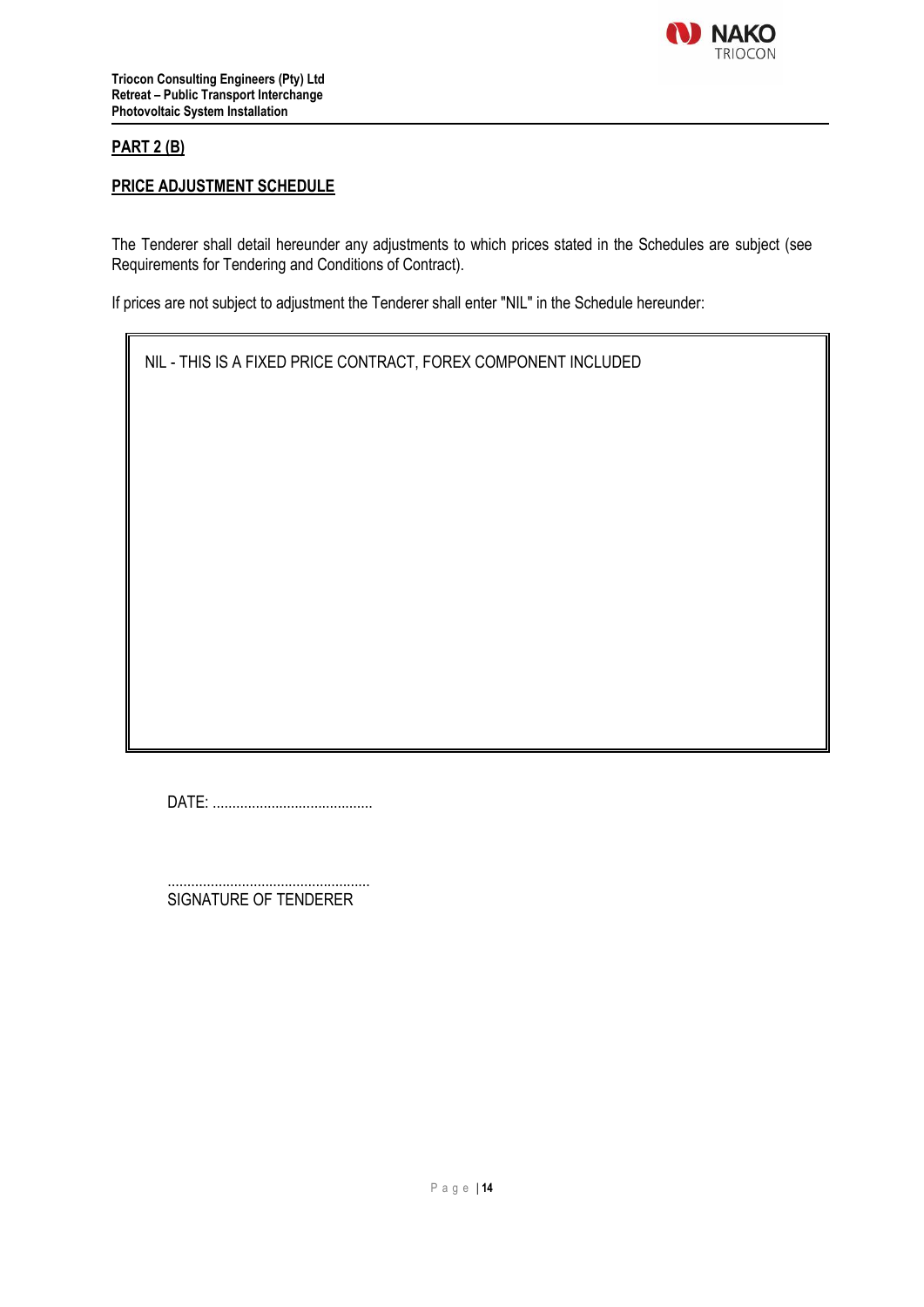## PART 2 (B)

## PRICE ADJUSTMENT SCHEDULE

The Tenderer shall detail hereunder any adjustments to which prices stated in the Schedules are subject (see Requirements for Tendering and Conditions of Contract).

If prices are not subject to adjustment the Tenderer shall enter "NIL" in the Schedule hereunder:

| NIL - THIS IS A FIXED PRICE CONTRACT, FOREX COMPONENT INCLUDED |
|---|

DATE: .........................................

....................................................
SIGNATURE OF TENDERER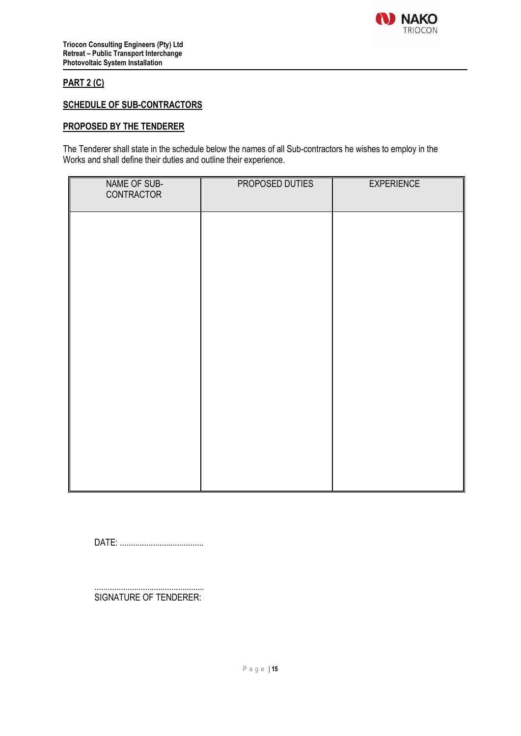## PART 2 (C)

## SCHEDULE OF SUB-CONTRACTORS

## PROPOSED BY THE TENDERER

The Tenderer shall state in the schedule below the names of all Sub-contractors he wishes to employ in the Works and shall define their duties and outline their experience.

| NAME OF SUB-CONTRACTOR | PROPOSED DUTIES | EXPERIENCE |
|---|---|---|
| | | |

DATE: ......................................

..................................................
SIGNATURE OF TENDERER: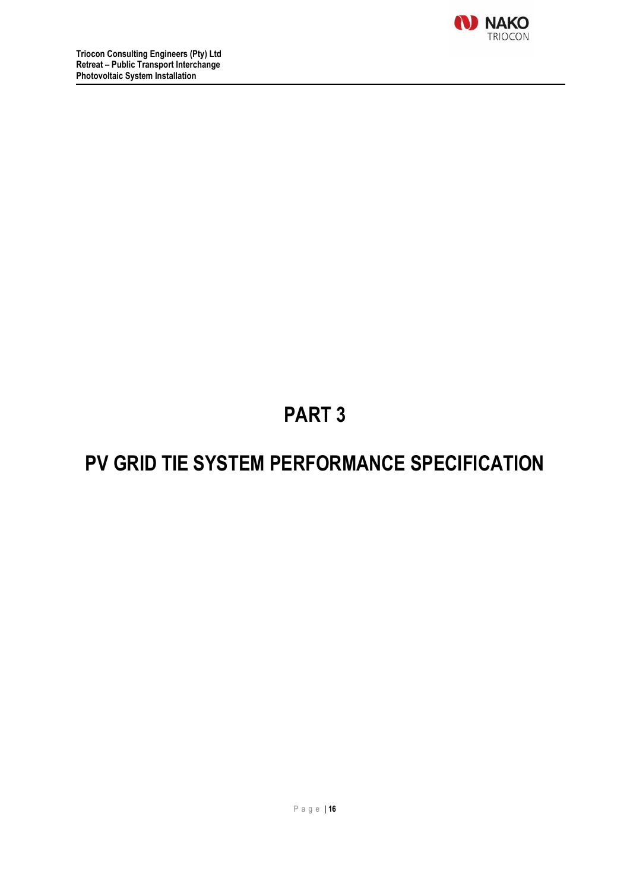# PART 3

# PV GRID TIE SYSTEM PERFORMANCE SPECIFICATION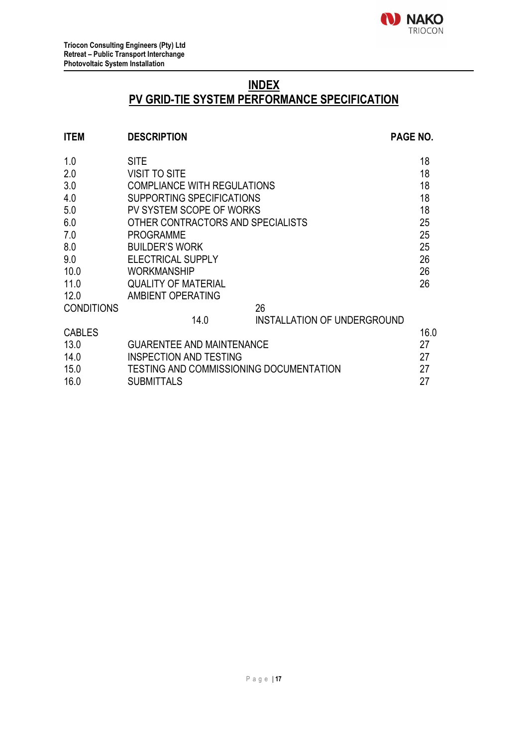# INDEX

## PV GRID-TIE SYSTEM PERFORMANCE SPECIFICATION

| ITEM | DESCRIPTION | PAGE NO. |
|---|---|---|
| 1.0 | SITE | 18 |
| 2.0 | VISIT TO SITE | 18 |
| 3.0 | COMPLIANCE WITH REGULATIONS | 18 |
| 4.0 | SUPPORTING SPECIFICATIONS | 18 |
| 5.0 | PV SYSTEM SCOPE OF WORKS | 18 |
| 6.0 | OTHER CONTRACTORS AND SPECIALISTS | 25 |
| 7.0 | PROGRAMME | 25 |
| 8.0 | BUILDER'S WORK | 25 |
| 9.0 | ELECTRICAL SUPPLY | 26 |
| 10.0 | WORKMANSHIP | 26 |
| 11.0 | QUALITY OF MATERIAL | 26 |
| 12.0 | AMBIENT OPERATING CONDITIONS | 26 |
| 14.0 | INSTALLATION OF UNDERGROUND CABLES | 16.0 |
| 13.0 | GUARENTEE AND MAINTENANCE | 27 |
| 14.0 | INSPECTION AND TESTING | 27 |
| 15.0 | TESTING AND COMMISSIONING DOCUMENTATION | 27 |
| 16.0 | SUBMITTALS | 27 |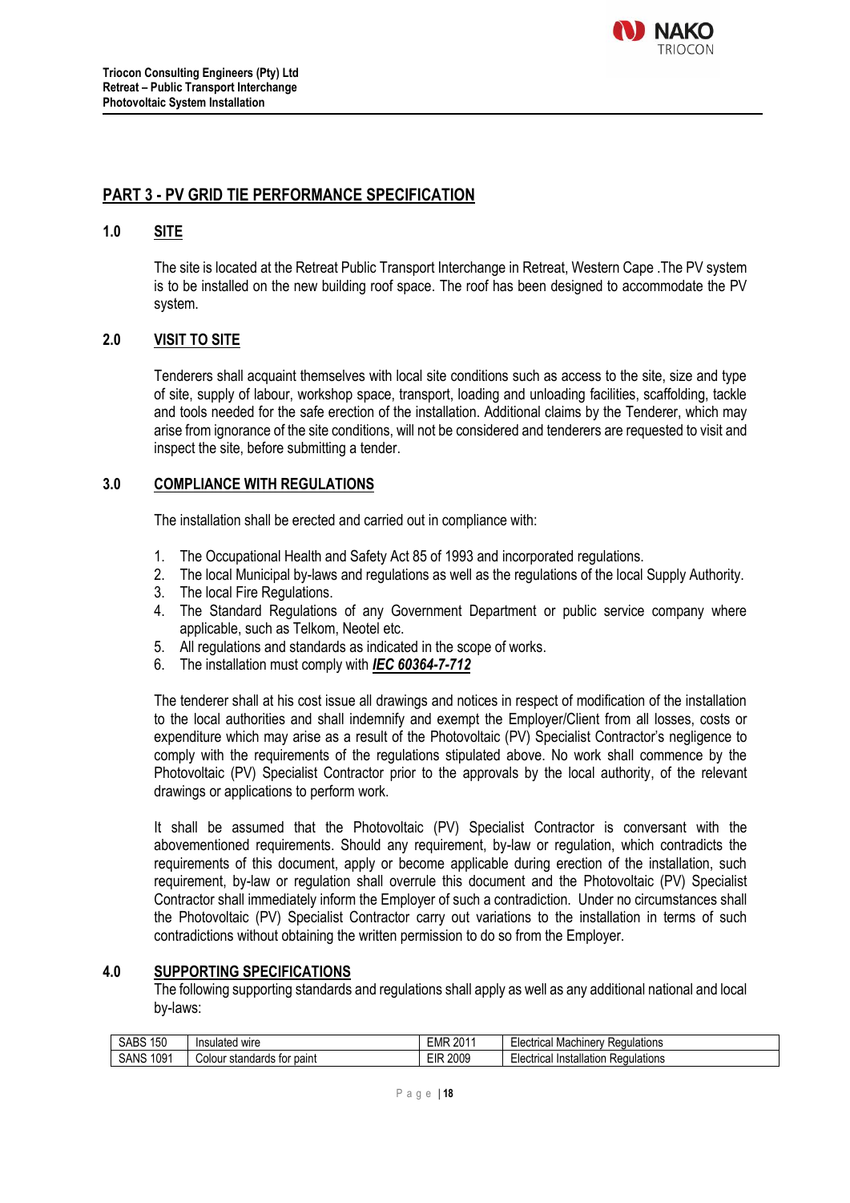## PART 3 - PV GRID TIE PERFORMANCE SPECIFICATION

### 1.0 SITE

The site is located at the Retreat Public Transport Interchange in Retreat, Western Cape .The PV system is to be installed on the new building roof space. The roof has been designed to accommodate the PV system.

### 2.0 VISIT TO SITE

Tenderers shall acquaint themselves with local site conditions such as access to the site, size and type of site, supply of labour, workshop space, transport, loading and unloading facilities, scaffolding, tackle and tools needed for the safe erection of the installation. Additional claims by the Tenderer, which may arise from ignorance of the site conditions, will not be considered and tenderers are requested to visit and inspect the site, before submitting a tender.

### 3.0 COMPLIANCE WITH REGULATIONS

The installation shall be erected and carried out in compliance with:

1. The Occupational Health and Safety Act 85 of 1993 and incorporated regulations.
2. The local Municipal by-laws and regulations as well as the regulations of the local Supply Authority.
3. The local Fire Regulations.
4. The Standard Regulations of any Government Department or public service company where applicable, such as Telkom, Neotel etc.
5. All regulations and standards as indicated in the scope of works.
6. The installation must comply with ***IEC 60364-7-712***

The tenderer shall at his cost issue all drawings and notices in respect of modification of the installation to the local authorities and shall indemnify and exempt the Employer/Client from all losses, costs or expenditure which may arise as a result of the Photovoltaic (PV) Specialist Contractor's negligence to comply with the requirements of the regulations stipulated above. No work shall commence by the Photovoltaic (PV) Specialist Contractor prior to the approvals by the local authority, of the relevant drawings or applications to perform work.

It shall be assumed that the Photovoltaic (PV) Specialist Contractor is conversant with the abovementioned requirements. Should any requirement, by-law or regulation, which contradicts the requirements of this document, apply or become applicable during erection of the installation, such requirement, by-law or regulation shall overrule this document and the Photovoltaic (PV) Specialist Contractor shall immediately inform the Employer of such a contradiction. Under no circumstances shall the Photovoltaic (PV) Specialist Contractor carry out variations to the installation in terms of such contradictions without obtaining the written permission to do so from the Employer.

### 4.0 SUPPORTING SPECIFICATIONS

The following supporting standards and regulations shall apply as well as any additional national and local by-laws:

| SABS 150 | Insulated wire | EMR 2011 | Electrical Machinery Regulations |
|---|---|---|---|
| SANS 1091 | Colour standards for paint | EIR 2009 | Electrical Installation Regulations |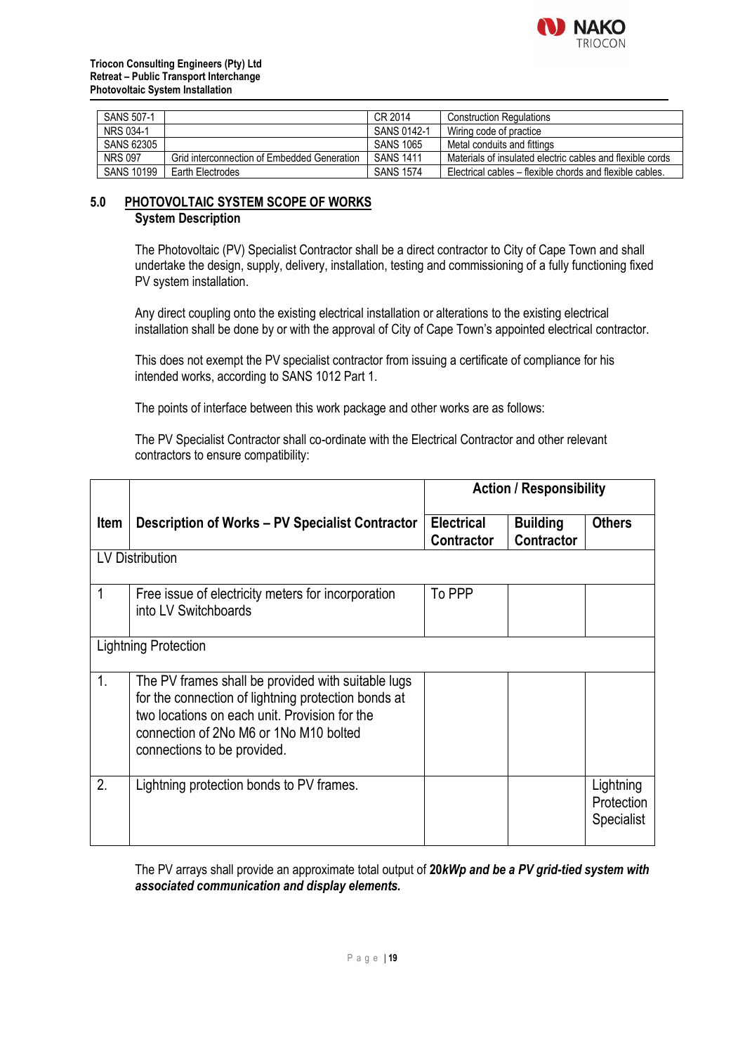| SANS 507-1 | | CR 2014 | Construction Regulations |
|---|---|---|---|
| NRS 034-1 | | SANS 0142-1 | Wiring code of practice |
| SANS 62305 | | SANS 1065 | Metal conduits and fittings |
| NRS 097 | Grid interconnection of Embedded Generation | SANS 1411 | Materials of insulated electric cables and flexible cords |
| SANS 10199 | Earth Electrodes | SANS 1574 | Electrical cables – flexible chords and flexible cables. |

## 5.0 PHOTOVOLTAIC SYSTEM SCOPE OF WORKS

### System Description

The Photovoltaic (PV) Specialist Contractor shall be a direct contractor to City of Cape Town and shall undertake the design, supply, delivery, installation, testing and commissioning of a fully functioning fixed PV system installation.

Any direct coupling onto the existing electrical installation or alterations to the existing electrical installation shall be done by or with the approval of City of Cape Town's appointed electrical contractor.

This does not exempt the PV specialist contractor from issuing a certificate of compliance for his intended works, according to SANS 1012 Part 1.

The points of interface between this work package and other works are as follows:

The PV Specialist Contractor shall co-ordinate with the Electrical Contractor and other relevant contractors to ensure compatibility:

| Item | Description of Works – PV Specialist Contractor | Action / Responsibility | | |
|---|---|---|---|---|
| | | **Electrical Contractor** | **Building Contractor** | **Others** |
| LV Distribution | | | | |
| 1 | Free issue of electricity meters for incorporation into LV Switchboards | To PPP | | |
| Lightning Protection | | | | |
| 1. | The PV frames shall be provided with suitable lugs for the connection of lightning protection bonds at two locations on each unit. Provision for the connection of 2No M6 or 1No M10 bolted connections to be provided. | | | |
| 2. | Lightning protection bonds to PV frames. | | | Lightning Protection Specialist |

The PV arrays shall provide an approximate total output of **20*kWp and be a PV grid-tied system with associated communication and display elements.***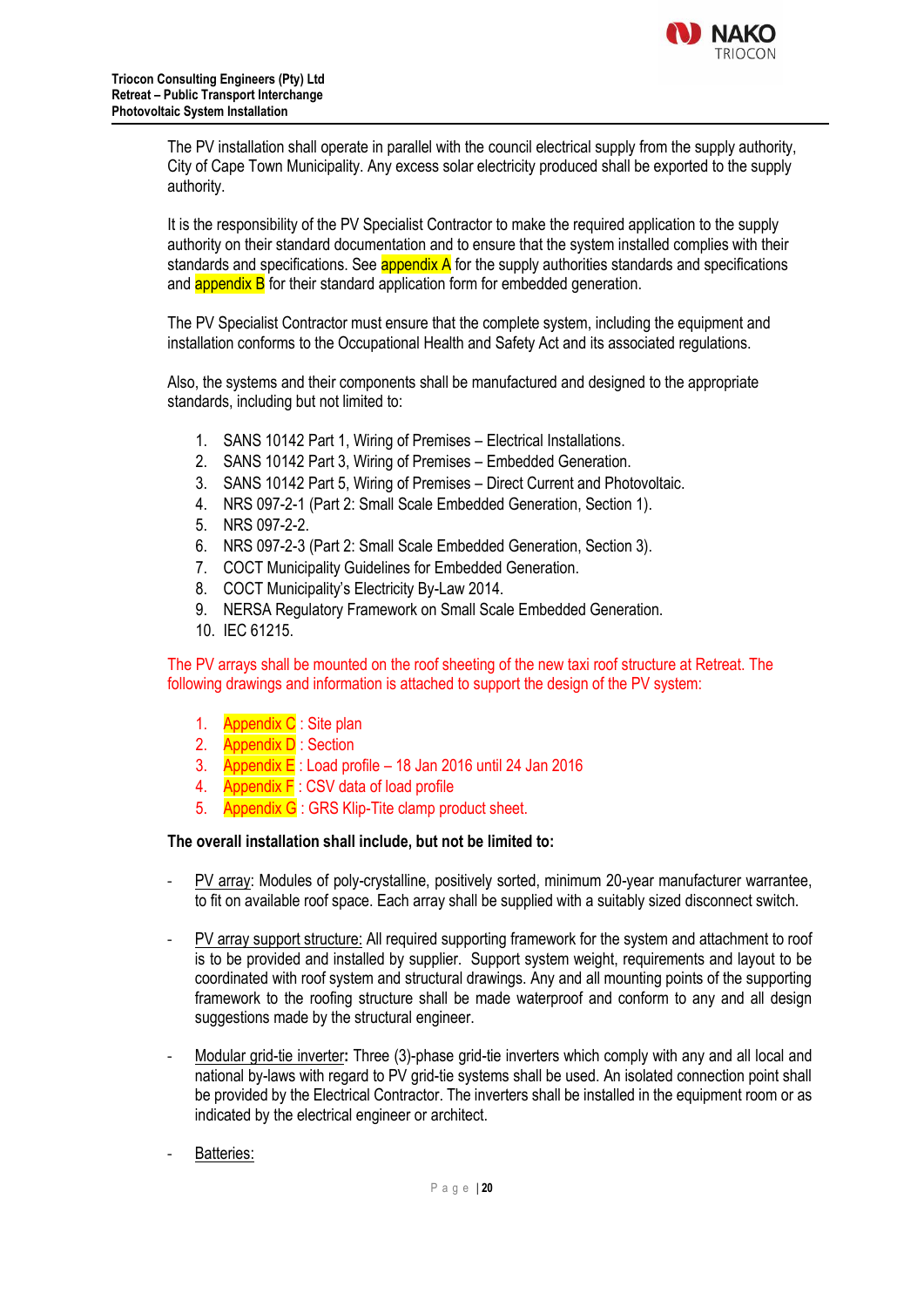The PV installation shall operate in parallel with the council electrical supply from the supply authority, City of Cape Town Municipality. Any excess solar electricity produced shall be exported to the supply authority.

It is the responsibility of the PV Specialist Contractor to make the required application to the supply authority on their standard documentation and to ensure that the system installed complies with their standards and specifications. See appendix A for the supply authorities standards and specifications and appendix B for their standard application form for embedded generation.

The PV Specialist Contractor must ensure that the complete system, including the equipment and installation conforms to the Occupational Health and Safety Act and its associated regulations.

Also, the systems and their components shall be manufactured and designed to the appropriate standards, including but not limited to:

1. SANS 10142 Part 1, Wiring of Premises – Electrical Installations.
2. SANS 10142 Part 3, Wiring of Premises – Embedded Generation.
3. SANS 10142 Part 5, Wiring of Premises – Direct Current and Photovoltaic.
4. NRS 097-2-1 (Part 2: Small Scale Embedded Generation, Section 1).
5. NRS 097-2-2.
6. NRS 097-2-3 (Part 2: Small Scale Embedded Generation, Section 3).
7. COCT Municipality Guidelines for Embedded Generation.
8. COCT Municipality's Electricity By-Law 2014.
9. NERSA Regulatory Framework on Small Scale Embedded Generation.
10. IEC 61215.

The PV arrays shall be mounted on the roof sheeting of the new taxi roof structure at Retreat. The following drawings and information is attached to support the design of the PV system:

1. Appendix C : Site plan
2. Appendix D : Section
3. Appendix E : Load profile – 18 Jan 2016 until 24 Jan 2016
4. Appendix F : CSV data of load profile
5. Appendix G : GRS Klip-Tite clamp product sheet.

**The overall installation shall include, but not be limited to:**

- PV array: Modules of poly-crystalline, positively sorted, minimum 20-year manufacturer warrantee, to fit on available roof space. Each array shall be supplied with a suitably sized disconnect switch.

- PV array support structure: All required supporting framework for the system and attachment to roof is to be provided and installed by supplier. Support system weight, requirements and layout to be coordinated with roof system and structural drawings. Any and all mounting points of the supporting framework to the roofing structure shall be made waterproof and conform to any and all design suggestions made by the structural engineer.

- Modular grid-tie inverter**:** Three (3)-phase grid-tie inverters which comply with any and all local and national by-laws with regard to PV grid-tie systems shall be used. An isolated connection point shall be provided by the Electrical Contractor. The inverters shall be installed in the equipment room or as indicated by the electrical engineer or architect.

- Batteries: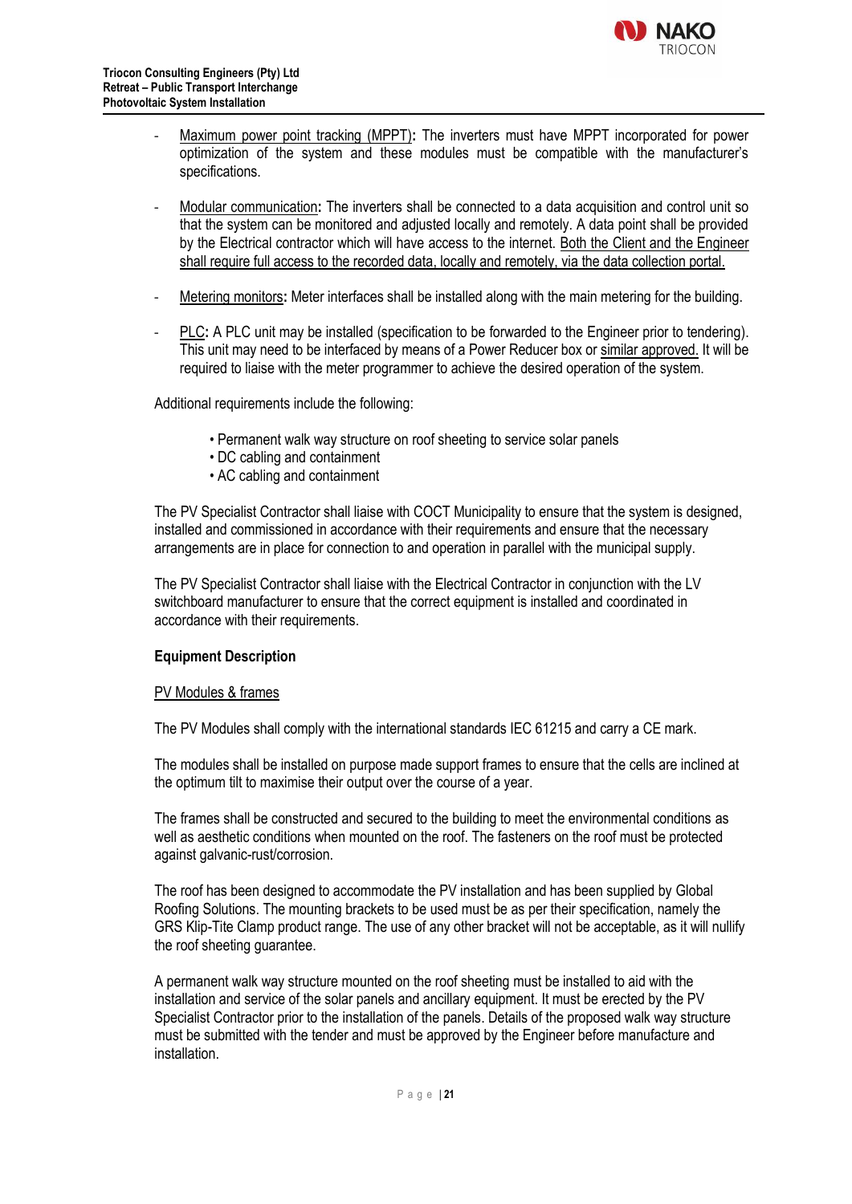- Maximum power point tracking (MPPT)**:** The inverters must have MPPT incorporated for power optimization of the system and these modules must be compatible with the manufacturer's specifications.

- Modular communication**:** The inverters shall be connected to a data acquisition and control unit so that the system can be monitored and adjusted locally and remotely. A data point shall be provided by the Electrical contractor which will have access to the internet. Both the Client and the Engineer shall require full access to the recorded data, locally and remotely, via the data collection portal.

- Metering monitors**:** Meter interfaces shall be installed along with the main metering for the building.

- PLC**:** A PLC unit may be installed (specification to be forwarded to the Engineer prior to tendering). This unit may need to be interfaced by means of a Power Reducer box or similar approved. It will be required to liaise with the meter programmer to achieve the desired operation of the system.

Additional requirements include the following:

- Permanent walk way structure on roof sheeting to service solar panels
- DC cabling and containment
- AC cabling and containment

The PV Specialist Contractor shall liaise with COCT Municipality to ensure that the system is designed, installed and commissioned in accordance with their requirements and ensure that the necessary arrangements are in place for connection to and operation in parallel with the municipal supply.

The PV Specialist Contractor shall liaise with the Electrical Contractor in conjunction with the LV switchboard manufacturer to ensure that the correct equipment is installed and coordinated in accordance with their requirements.

**Equipment Description**

PV Modules & frames

The PV Modules shall comply with the international standards IEC 61215 and carry a CE mark.

The modules shall be installed on purpose made support frames to ensure that the cells are inclined at the optimum tilt to maximise their output over the course of a year.

The frames shall be constructed and secured to the building to meet the environmental conditions as well as aesthetic conditions when mounted on the roof. The fasteners on the roof must be protected against galvanic-rust/corrosion.

The roof has been designed to accommodate the PV installation and has been supplied by Global Roofing Solutions. The mounting brackets to be used must be as per their specification, namely the GRS Klip-Tite Clamp product range. The use of any other bracket will not be acceptable, as it will nullify the roof sheeting guarantee.

A permanent walk way structure mounted on the roof sheeting must be installed to aid with the installation and service of the solar panels and ancillary equipment. It must be erected by the PV Specialist Contractor prior to the installation of the panels. Details of the proposed walk way structure must be submitted with the tender and must be approved by the Engineer before manufacture and installation.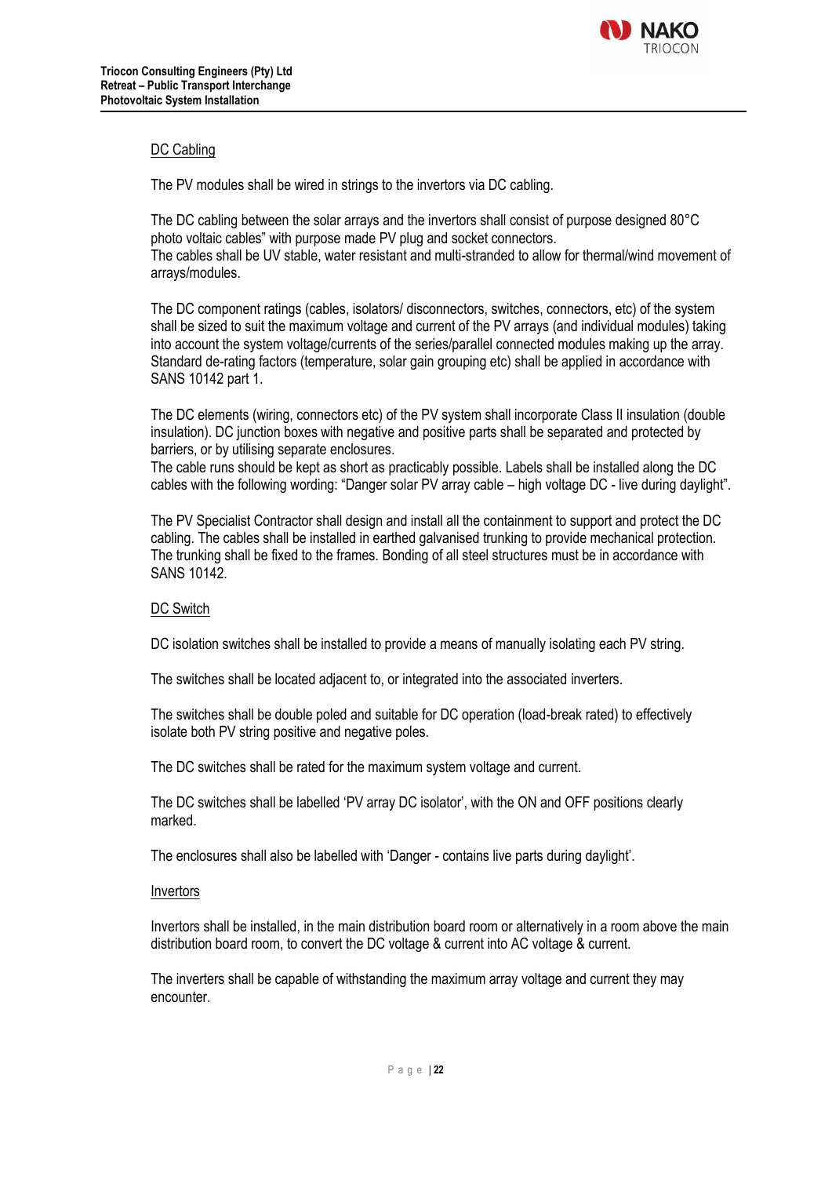## DC Cabling

The PV modules shall be wired in strings to the invertors via DC cabling.

The DC cabling between the solar arrays and the invertors shall consist of purpose designed 80°C photo voltaic cables" with purpose made PV plug and socket connectors.
The cables shall be UV stable, water resistant and multi-stranded to allow for thermal/wind movement of arrays/modules.

The DC component ratings (cables, isolators/ disconnectors, switches, connectors, etc) of the system shall be sized to suit the maximum voltage and current of the PV arrays (and individual modules) taking into account the system voltage/currents of the series/parallel connected modules making up the array. Standard de-rating factors (temperature, solar gain grouping etc) shall be applied in accordance with SANS 10142 part 1.

The DC elements (wiring, connectors etc) of the PV system shall incorporate Class II insulation (double insulation). DC junction boxes with negative and positive parts shall be separated and protected by barriers, or by utilising separate enclosures.
The cable runs should be kept as short as practicably possible. Labels shall be installed along the DC cables with the following wording: "Danger solar PV array cable – high voltage DC - live during daylight".

The PV Specialist Contractor shall design and install all the containment to support and protect the DC cabling. The cables shall be installed in earthed galvanised trunking to provide mechanical protection. The trunking shall be fixed to the frames. Bonding of all steel structures must be in accordance with SANS 10142.

## DC Switch

DC isolation switches shall be installed to provide a means of manually isolating each PV string.

The switches shall be located adjacent to, or integrated into the associated inverters.

The switches shall be double poled and suitable for DC operation (load-break rated) to effectively isolate both PV string positive and negative poles.

The DC switches shall be rated for the maximum system voltage and current.

The DC switches shall be labelled 'PV array DC isolator', with the ON and OFF positions clearly marked.

The enclosures shall also be labelled with 'Danger - contains live parts during daylight'.

## Invertors

Invertors shall be installed, in the main distribution board room or alternatively in a room above the main distribution board room, to convert the DC voltage & current into AC voltage & current.

The inverters shall be capable of withstanding the maximum array voltage and current they may encounter.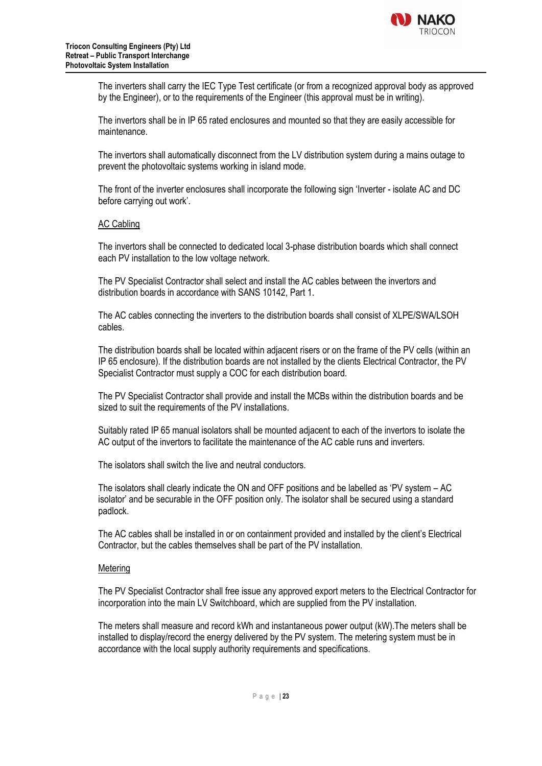The inverters shall carry the IEC Type Test certificate (or from a recognized approval body as approved by the Engineer), or to the requirements of the Engineer (this approval must be in writing).

The invertors shall be in IP 65 rated enclosures and mounted so that they are easily accessible for maintenance.

The invertors shall automatically disconnect from the LV distribution system during a mains outage to prevent the photovoltaic systems working in island mode.

The front of the inverter enclosures shall incorporate the following sign 'Inverter - isolate AC and DC before carrying out work'.

## AC Cabling

The invertors shall be connected to dedicated local 3-phase distribution boards which shall connect each PV installation to the low voltage network.

The PV Specialist Contractor shall select and install the AC cables between the invertors and distribution boards in accordance with SANS 10142, Part 1.

The AC cables connecting the inverters to the distribution boards shall consist of XLPE/SWA/LSOH cables.

The distribution boards shall be located within adjacent risers or on the frame of the PV cells (within an IP 65 enclosure). If the distribution boards are not installed by the clients Electrical Contractor, the PV Specialist Contractor must supply a COC for each distribution board.

The PV Specialist Contractor shall provide and install the MCBs within the distribution boards and be sized to suit the requirements of the PV installations.

Suitably rated IP 65 manual isolators shall be mounted adjacent to each of the invertors to isolate the AC output of the invertors to facilitate the maintenance of the AC cable runs and inverters.

The isolators shall switch the live and neutral conductors.

The isolators shall clearly indicate the ON and OFF positions and be labelled as 'PV system – AC isolator' and be securable in the OFF position only. The isolator shall be secured using a standard padlock.

The AC cables shall be installed in or on containment provided and installed by the client's Electrical Contractor, but the cables themselves shall be part of the PV installation.

## Metering

The PV Specialist Contractor shall free issue any approved export meters to the Electrical Contractor for incorporation into the main LV Switchboard, which are supplied from the PV installation.

The meters shall measure and record kWh and instantaneous power output (kW).The meters shall be installed to display/record the energy delivered by the PV system. The metering system must be in accordance with the local supply authority requirements and specifications.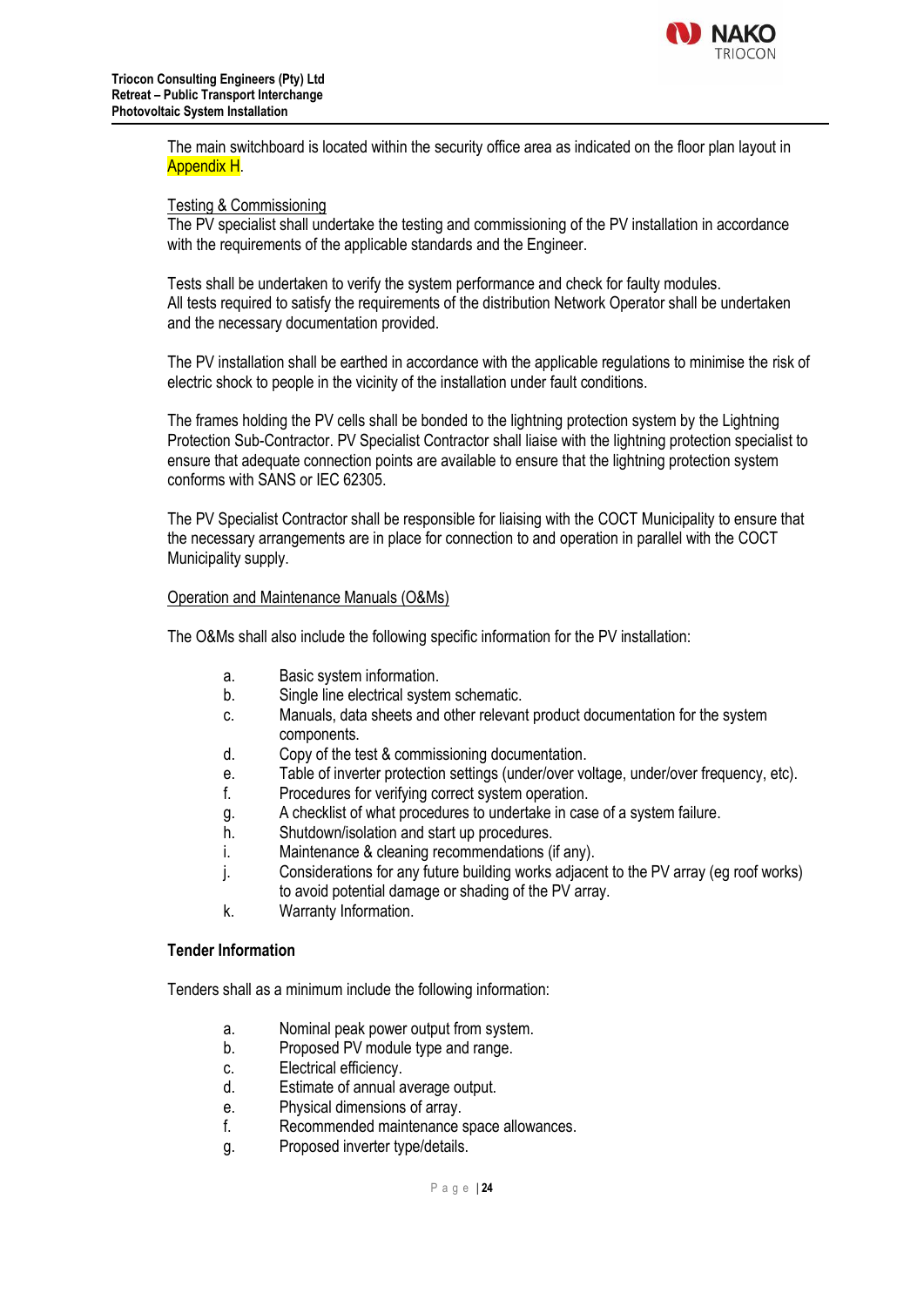The main switchboard is located within the security office area as indicated on the floor plan layout in Appendix H.

Testing & Commissioning

The PV specialist shall undertake the testing and commissioning of the PV installation in accordance with the requirements of the applicable standards and the Engineer.

Tests shall be undertaken to verify the system performance and check for faulty modules.
All tests required to satisfy the requirements of the distribution Network Operator shall be undertaken and the necessary documentation provided.

The PV installation shall be earthed in accordance with the applicable regulations to minimise the risk of electric shock to people in the vicinity of the installation under fault conditions.

The frames holding the PV cells shall be bonded to the lightning protection system by the Lightning Protection Sub-Contractor. PV Specialist Contractor shall liaise with the lightning protection specialist to ensure that adequate connection points are available to ensure that the lightning protection system conforms with SANS or IEC 62305.

The PV Specialist Contractor shall be responsible for liaising with the COCT Municipality to ensure that the necessary arrangements are in place for connection to and operation in parallel with the COCT Municipality supply.

Operation and Maintenance Manuals (O&Ms)

The O&Ms shall also include the following specific information for the PV installation:

a. Basic system information.
b. Single line electrical system schematic.
c. Manuals, data sheets and other relevant product documentation for the system components.
d. Copy of the test & commissioning documentation.
e. Table of inverter protection settings (under/over voltage, under/over frequency, etc).
f. Procedures for verifying correct system operation.
g. A checklist of what procedures to undertake in case of a system failure.
h. Shutdown/isolation and start up procedures.
i. Maintenance & cleaning recommendations (if any).
j. Considerations for any future building works adjacent to the PV array (eg roof works) to avoid potential damage or shading of the PV array.
k. Warranty Information.

**Tender Information**

Tenders shall as a minimum include the following information:

a. Nominal peak power output from system.
b. Proposed PV module type and range.
c. Electrical efficiency.
d. Estimate of annual average output.
e. Physical dimensions of array.
f. Recommended maintenance space allowances.
g. Proposed inverter type/details.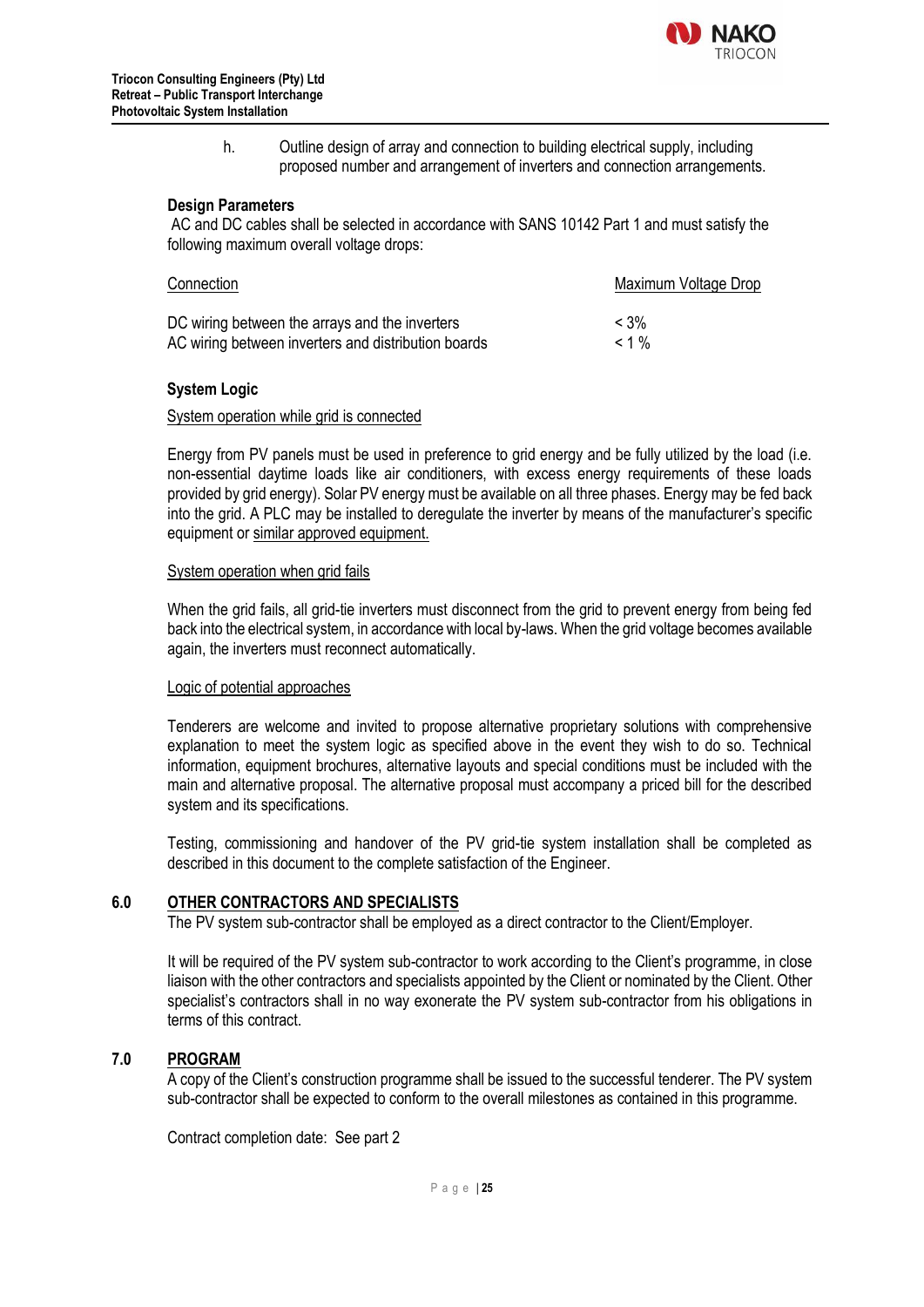h. Outline design of array and connection to building electrical supply, including proposed number and arrangement of inverters and connection arrangements.

**Design Parameters**

AC and DC cables shall be selected in accordance with SANS 10142 Part 1 and must satisfy the following maximum overall voltage drops:

| Connection | Maximum Voltage Drop |
|---|---|
| DC wiring between the arrays and the inverters | < 3% |
| AC wiring between inverters and distribution boards | < 1 % |

**System Logic**

System operation while grid is connected

Energy from PV panels must be used in preference to grid energy and be fully utilized by the load (i.e. non-essential daytime loads like air conditioners, with excess energy requirements of these loads provided by grid energy). Solar PV energy must be available on all three phases. Energy may be fed back into the grid. A PLC may be installed to deregulate the inverter by means of the manufacturer's specific equipment or similar approved equipment.

System operation when grid fails

When the grid fails, all grid-tie inverters must disconnect from the grid to prevent energy from being fed back into the electrical system, in accordance with local by-laws. When the grid voltage becomes available again, the inverters must reconnect automatically.

Logic of potential approaches

Tenderers are welcome and invited to propose alternative proprietary solutions with comprehensive explanation to meet the system logic as specified above in the event they wish to do so. Technical information, equipment brochures, alternative layouts and special conditions must be included with the main and alternative proposal. The alternative proposal must accompany a priced bill for the described system and its specifications.

Testing, commissioning and handover of the PV grid-tie system installation shall be completed as described in this document to the complete satisfaction of the Engineer.

## 6.0 OTHER CONTRACTORS AND SPECIALISTS

The PV system sub-contractor shall be employed as a direct contractor to the Client/Employer.

It will be required of the PV system sub-contractor to work according to the Client's programme, in close liaison with the other contractors and specialists appointed by the Client or nominated by the Client. Other specialist's contractors shall in no way exonerate the PV system sub-contractor from his obligations in terms of this contract.

## 7.0 PROGRAM

A copy of the Client's construction programme shall be issued to the successful tenderer. The PV system sub-contractor shall be expected to conform to the overall milestones as contained in this programme.

Contract completion date: See part 2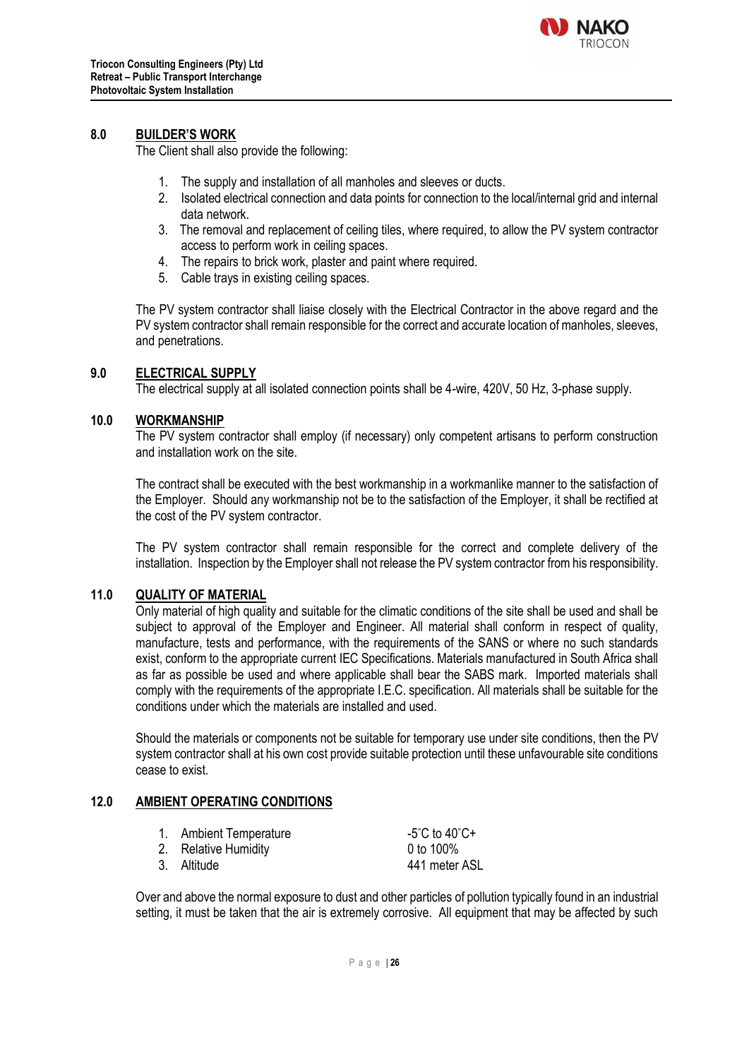## 8.0 BUILDER'S WORK

The Client shall also provide the following:

1. The supply and installation of all manholes and sleeves or ducts.
2. Isolated electrical connection and data points for connection to the local/internal grid and internal data network.
3. The removal and replacement of ceiling tiles, where required, to allow the PV system contractor access to perform work in ceiling spaces.
4. The repairs to brick work, plaster and paint where required.
5. Cable trays in existing ceiling spaces.

The PV system contractor shall liaise closely with the Electrical Contractor in the above regard and the PV system contractor shall remain responsible for the correct and accurate location of manholes, sleeves, and penetrations.

## 9.0 ELECTRICAL SUPPLY

The electrical supply at all isolated connection points shall be 4-wire, 420V, 50 Hz, 3-phase supply.

## 10.0 WORKMANSHIP

The PV system contractor shall employ (if necessary) only competent artisans to perform construction and installation work on the site.

The contract shall be executed with the best workmanship in a workmanlike manner to the satisfaction of the Employer. Should any workmanship not be to the satisfaction of the Employer, it shall be rectified at the cost of the PV system contractor.

The PV system contractor shall remain responsible for the correct and complete delivery of the installation. Inspection by the Employer shall not release the PV system contractor from his responsibility.

## 11.0 QUALITY OF MATERIAL

Only material of high quality and suitable for the climatic conditions of the site shall be used and shall be subject to approval of the Employer and Engineer. All material shall conform in respect of quality, manufacture, tests and performance, with the requirements of the SANS or where no such standards exist, conform to the appropriate current IEC Specifications. Materials manufactured in South Africa shall as far as possible be used and where applicable shall bear the SABS mark. Imported materials shall comply with the requirements of the appropriate I.E.C. specification. All materials shall be suitable for the conditions under which the materials are installed and used.

Should the materials or components not be suitable for temporary use under site conditions, then the PV system contractor shall at his own cost provide suitable protection until these unfavourable site conditions cease to exist.

## 12.0 AMBIENT OPERATING CONDITIONS

| | |
|---|---|
| 1. Ambient Temperature | -5˚C to 40˚C+ |
| 2. Relative Humidity | 0 to 100% |
| 3. Altitude | 441 meter ASL |

Over and above the normal exposure to dust and other particles of pollution typically found in an industrial setting, it must be taken that the air is extremely corrosive. All equipment that may be affected by such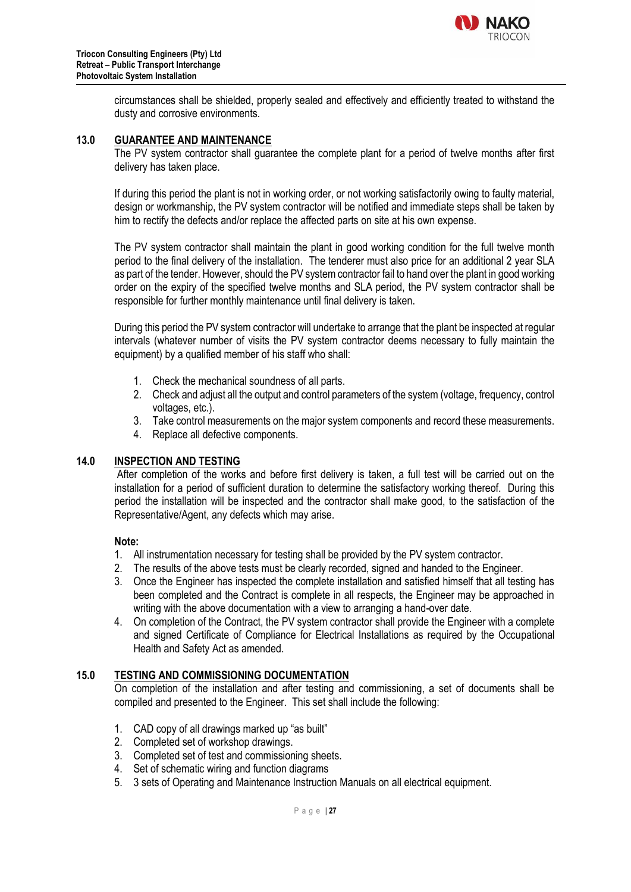circumstances shall be shielded, properly sealed and effectively and efficiently treated to withstand the dusty and corrosive environments.

## 13.0 GUARANTEE AND MAINTENANCE

The PV system contractor shall guarantee the complete plant for a period of twelve months after first delivery has taken place.

If during this period the plant is not in working order, or not working satisfactorily owing to faulty material, design or workmanship, the PV system contractor will be notified and immediate steps shall be taken by him to rectify the defects and/or replace the affected parts on site at his own expense.

The PV system contractor shall maintain the plant in good working condition for the full twelve month period to the final delivery of the installation. The tenderer must also price for an additional 2 year SLA as part of the tender. However, should the PV system contractor fail to hand over the plant in good working order on the expiry of the specified twelve months and SLA period, the PV system contractor shall be responsible for further monthly maintenance until final delivery is taken.

During this period the PV system contractor will undertake to arrange that the plant be inspected at regular intervals (whatever number of visits the PV system contractor deems necessary to fully maintain the equipment) by a qualified member of his staff who shall:

1. Check the mechanical soundness of all parts.
2. Check and adjust all the output and control parameters of the system (voltage, frequency, control voltages, etc.).
3. Take control measurements on the major system components and record these measurements.
4. Replace all defective components.

## 14.0 INSPECTION AND TESTING

After completion of the works and before first delivery is taken, a full test will be carried out on the installation for a period of sufficient duration to determine the satisfactory working thereof. During this period the installation will be inspected and the contractor shall make good, to the satisfaction of the Representative/Agent, any defects which may arise.

**Note:**

1. All instrumentation necessary for testing shall be provided by the PV system contractor.
2. The results of the above tests must be clearly recorded, signed and handed to the Engineer.
3. Once the Engineer has inspected the complete installation and satisfied himself that all testing has been completed and the Contract is complete in all respects, the Engineer may be approached in writing with the above documentation with a view to arranging a hand-over date.
4. On completion of the Contract, the PV system contractor shall provide the Engineer with a complete and signed Certificate of Compliance for Electrical Installations as required by the Occupational Health and Safety Act as amended.

## 15.0 TESTING AND COMMISSIONING DOCUMENTATION

On completion of the installation and after testing and commissioning, a set of documents shall be compiled and presented to the Engineer. This set shall include the following:

1. CAD copy of all drawings marked up "as built"
2. Completed set of workshop drawings.
3. Completed set of test and commissioning sheets.
4. Set of schematic wiring and function diagrams
5. 3 sets of Operating and Maintenance Instruction Manuals on all electrical equipment.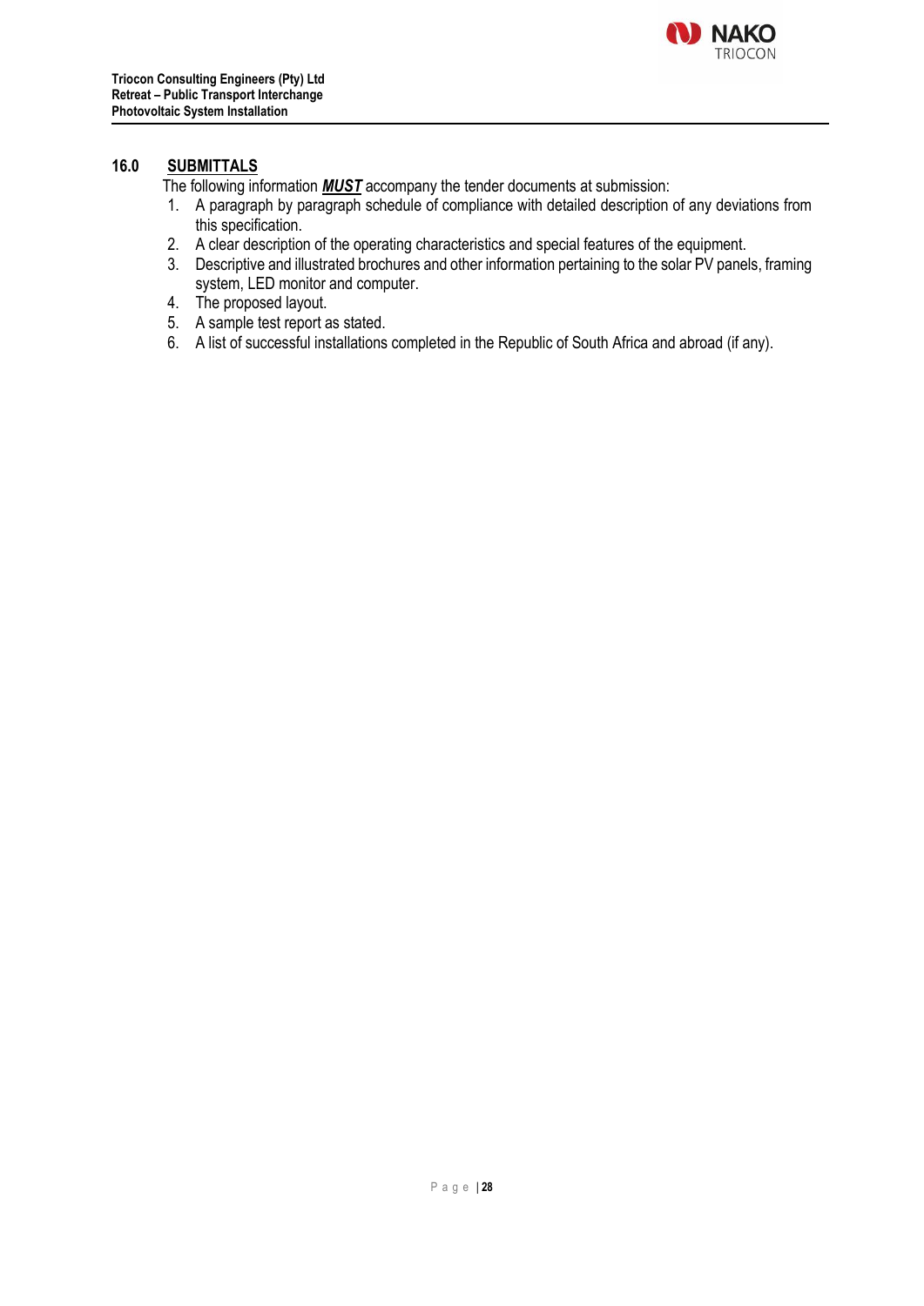## 16.0 SUBMITTALS

The following information ***MUST*** accompany the tender documents at submission:

1. A paragraph by paragraph schedule of compliance with detailed description of any deviations from this specification.
2. A clear description of the operating characteristics and special features of the equipment.
3. Descriptive and illustrated brochures and other information pertaining to the solar PV panels, framing system, LED monitor and computer.
4. The proposed layout.
5. A sample test report as stated.
6. A list of successful installations completed in the Republic of South Africa and abroad (if any).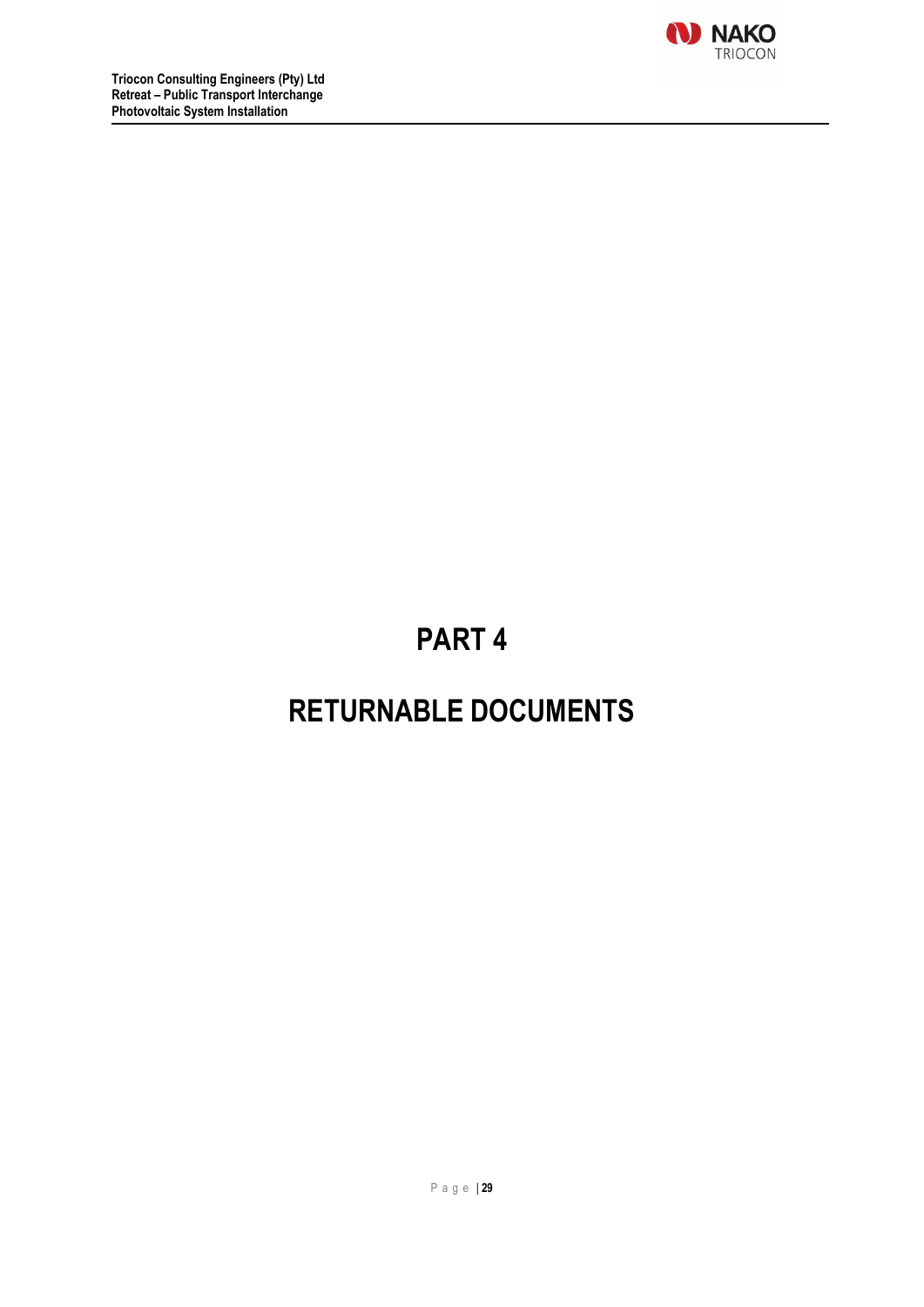# PART 4

# RETURNABLE DOCUMENTS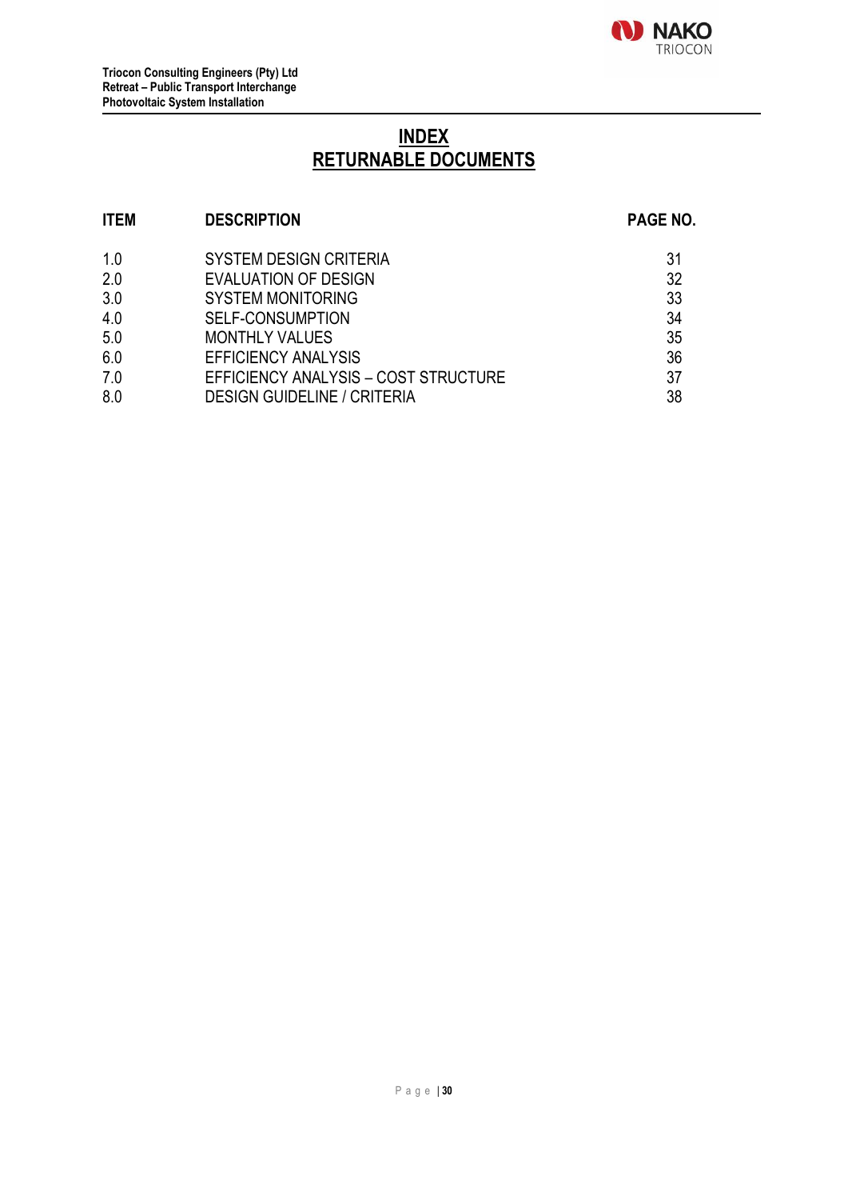# INDEX
# RETURNABLE DOCUMENTS

| ITEM | DESCRIPTION | PAGE NO. |
|---|---|---|
| 1.0 | SYSTEM DESIGN CRITERIA | 31 |
| 2.0 | EVALUATION OF DESIGN | 32 |
| 3.0 | SYSTEM MONITORING | 33 |
| 4.0 | SELF-CONSUMPTION | 34 |
| 5.0 | MONTHLY VALUES | 35 |
| 6.0 | EFFICIENCY ANALYSIS | 36 |
| 7.0 | EFFICIENCY ANALYSIS – COST STRUCTURE | 37 |
| 8.0 | DESIGN GUIDELINE / CRITERIA | 38 |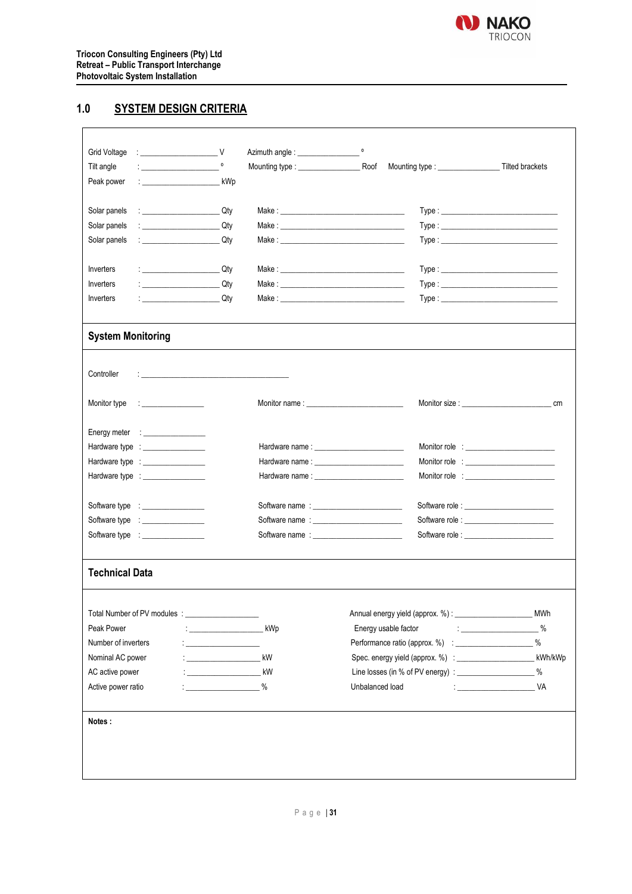**Triocon Consulting Engineers (Pty) Ltd**
**Retreat – Public Transport Interchange**
**Photovoltaic System Installation**

## 1.0 SYSTEM DESIGN CRITERIA

Grid Voltage : ________________ V  Azimuth angle : ______________ °
Tilt angle : ________________ °  Mounting type : ______________ Roof  Mounting type : ______________ Tilted brackets
Peak power : ________________ kWp

Solar panels : ________________ Qty  Make : ____________________________  Type : __________________________
Solar panels : ________________ Qty  Make : ____________________________  Type : __________________________
Solar panels : ________________ Qty  Make : ____________________________  Type : __________________________

Inverters : ________________ Qty  Make : ____________________________  Type : __________________________
Inverters : ________________ Qty  Make : ____________________________  Type : __________________________
Inverters : ________________ Qty  Make : ____________________________  Type : __________________________

### System Monitoring

Controller : __________________________________

Monitor type : ______________  Monitor name : ______________________  Monitor size : ____________________ cm

Energy meter : ______________
Hardware type : ______________  Hardware name : ____________________  Monitor role : ____________________
Hardware type : ______________  Hardware name : ____________________  Monitor role : ____________________
Hardware type : ______________  Hardware name : ____________________  Monitor role : ____________________

Software type : ______________  Software name : ____________________  Software role : ____________________
Software type : ______________  Software name : ____________________  Software role : ____________________
Software type : ______________  Software name : ____________________  Software role : ____________________

### Technical Data

Total Number of PV modules : ________________  Annual energy yield (approx. %) : __________________ MWh
Peak Power : ________________ kWp  Energy usable factor : __________________ %
Number of inverters : ________________  Performance ratio (approx. %) : __________________ %
Nominal AC power : ________________ kW  Spec. energy yield (approx. %) : __________________ kWh/kWp
AC active power : ________________ kW  Line losses (in % of PV energy) : __________________ %
Active power ratio : ________________ %  Unbalanced load : __________________ VA

**Notes :**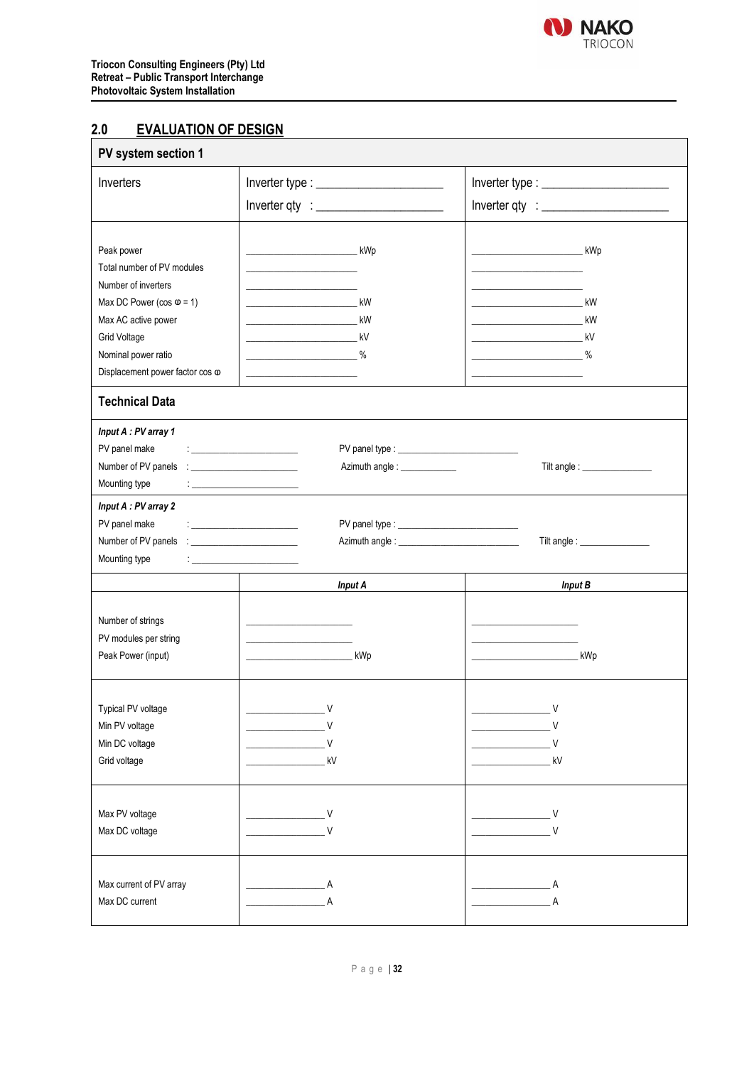## 2.0 EVALUATION OF DESIGN

| PV system section 1 | | |
|---|---|---|
| Inverters | Inverter type : ____________________<br>Inverter qty : ____________________ | Inverter type : ____________________<br>Inverter qty : ____________________ |
| Peak power<br>Total number of PV modules<br>Number of inverters<br>Max DC Power (cos φ = 1)<br>Max AC active power<br>Grid Voltage<br>Nominal power ratio<br>Displacement power factor cos φ | ____________________ kWp<br>____________________<br>____________________<br>____________________ kW<br>____________________ kW<br>____________________ kV<br>____________________ %<br>____________________ | ____________________ kWp<br>____________________<br>____________________<br>____________________ kW<br>____________________ kW<br>____________________ kV<br>____________________ %<br>____________________ |
| **Technical Data** | | |
| ***Input A : PV array 1***<br>PV panel make : ____________________<br>Number of PV panels : ____________________<br>Mounting type : ____________________ | PV panel type : ____________________<br>Azimuth angle : ___________ | Tilt angle : ______________ |
| ***Input A : PV array 2***<br>PV panel make : ____________________<br>Number of PV panels : ____________________<br>Mounting type : ____________________ | PV panel type : ____________________<br>Azimuth angle : ____________________ | Tilt angle : ______________ |
| | ***Input A*** | ***Input B*** |
| Number of strings<br>PV modules per string<br>Peak Power (input) | ____________________<br>____________________<br>____________________ kWp | ____________________<br>____________________<br>____________________ kWp |
| Typical PV voltage<br>Min PV voltage<br>Min DC voltage<br>Grid voltage | ______________ V<br>______________ V<br>______________ V<br>______________ kV | ______________ V<br>______________ V<br>______________ V<br>______________ kV |
| Max PV voltage<br>Max DC voltage | ______________ V<br>______________ V | ______________ V<br>______________ V |
| Max current of PV array<br>Max DC current | ______________ A<br>______________ A | ______________ A<br>______________ A |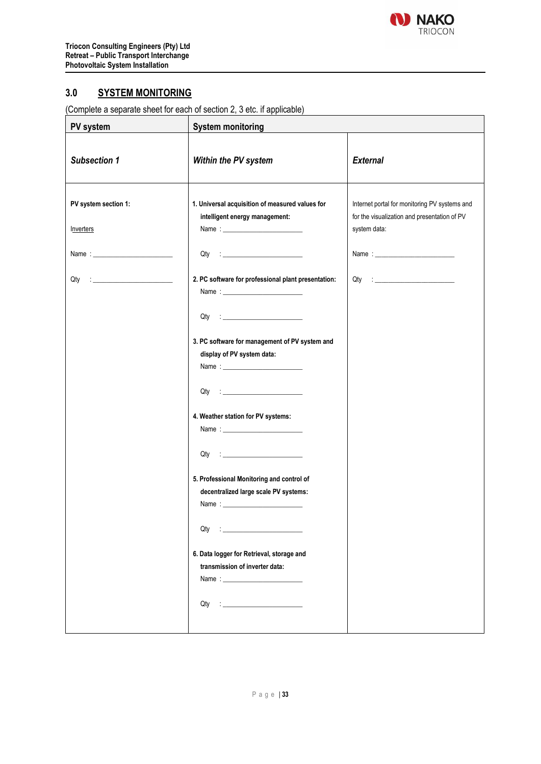## 3.0 SYSTEM MONITORING

(Complete a separate sheet for each of section 2, 3 etc. if applicable)

| PV system | System monitoring | |
|---|---|---|
| ***Subsection 1*** | ***Within the PV system*** | ***External*** |
| **PV system section 1:**<br><br>Inverters<br><br>Name : ______________________<br><br>Qty : ______________________ | **1. Universal acquisition of measured values for intelligent energy management:**<br>Name : ______________________<br><br>Qty : ______________________<br><br>**2. PC software for professional plant presentation:**<br>Name : ______________________<br><br>Qty : ______________________<br><br>**3. PC software for management of PV system and display of PV system data:**<br>Name : ______________________<br><br>Qty : ______________________<br><br>**4. Weather station for PV systems:**<br>Name : ______________________<br><br>Qty : ______________________<br><br>**5. Professional Monitoring and control of decentralized large scale PV systems:**<br>Name : ______________________<br><br>Qty : ______________________<br><br>**6. Data logger for Retrieval, storage and transmission of inverter data:**<br>Name : ______________________<br><br>Qty : ______________________ | Internet portal for monitoring PV systems and for the visualization and presentation of PV system data:<br><br>Name : ______________________<br><br>Qty : ______________________ |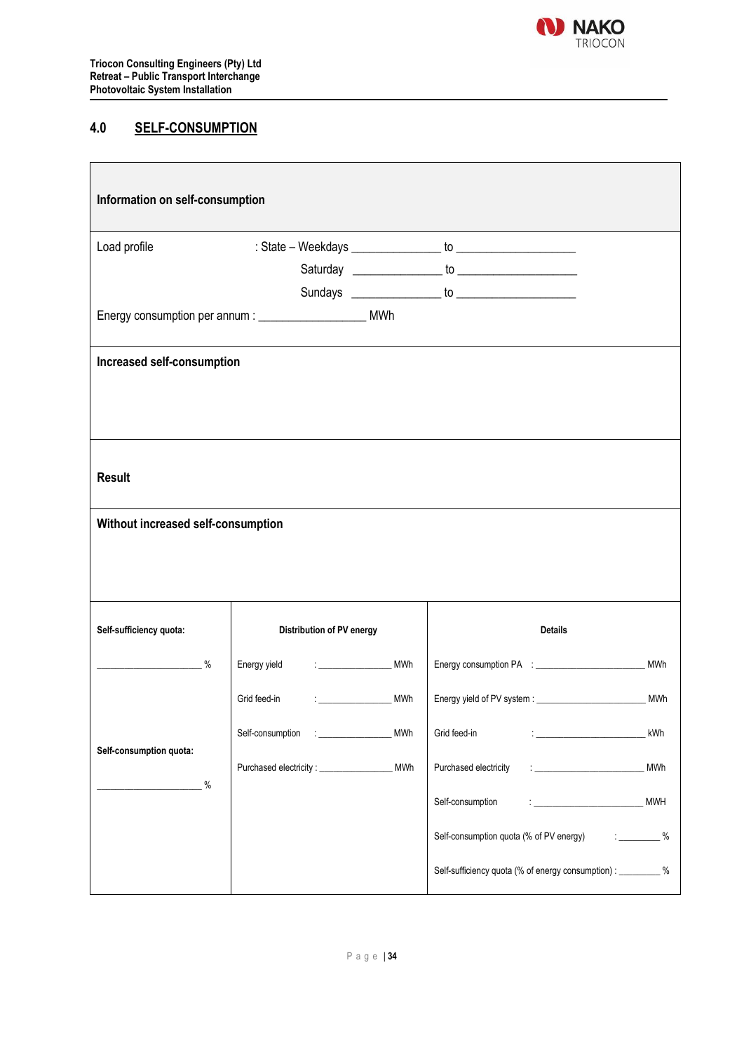## 4.0 SELF-CONSUMPTION

**Information on self-consumption**

Load profile : State – Weekdays ______________ to ___________________

Saturday ______________ to ___________________

Sundays ______________ to ___________________

Energy consumption per annum : _________________ MWh

**Increased self-consumption**

**Result**

**Without increased self-consumption**

| **Self-sufficiency quota:** | **Distribution of PV energy** | **Details** |
|---|---|---|
| ____________________ % | Energy yield : ______________ MWh | Energy consumption PA : _____________________ MWh |
| | Grid feed-in : ______________ MWh | Energy yield of PV system : _____________________ MWh |
| | Self-consumption : ______________ MWh | Grid feed-in : _____________________ kWh |
| **Self-consumption quota:** | Purchased electricity : ______________ MWh | Purchased electricity : _____________________ MWh |
| ____________________ % | | Self-consumption : _____________________ MWH |
| | | Self-consumption quota (% of PV energy) : ________ % |
| | | Self-sufficiency quota (% of energy consumption) : ________ % |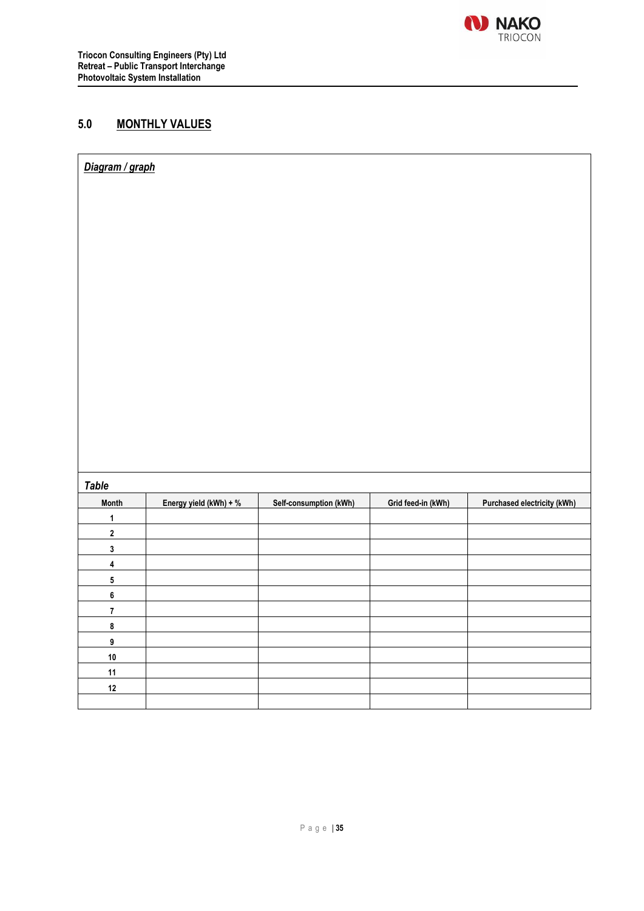## 5.0 MONTHLY VALUES

***Diagram / graph***

***Table***

| Month | Energy yield (kWh) + % | Self-consumption (kWh) | Grid feed-in (kWh) | Purchased electricity (kWh) |
|---|---|---|---|---|
| 1 | | | | |
| 2 | | | | |
| 3 | | | | |
| 4 | | | | |
| 5 | | | | |
| 6 | | | | |
| 7 | | | | |
| 8 | | | | |
| 9 | | | | |
| 10 | | | | |
| 11 | | | | |
| 12 | | | | |
| | | | | |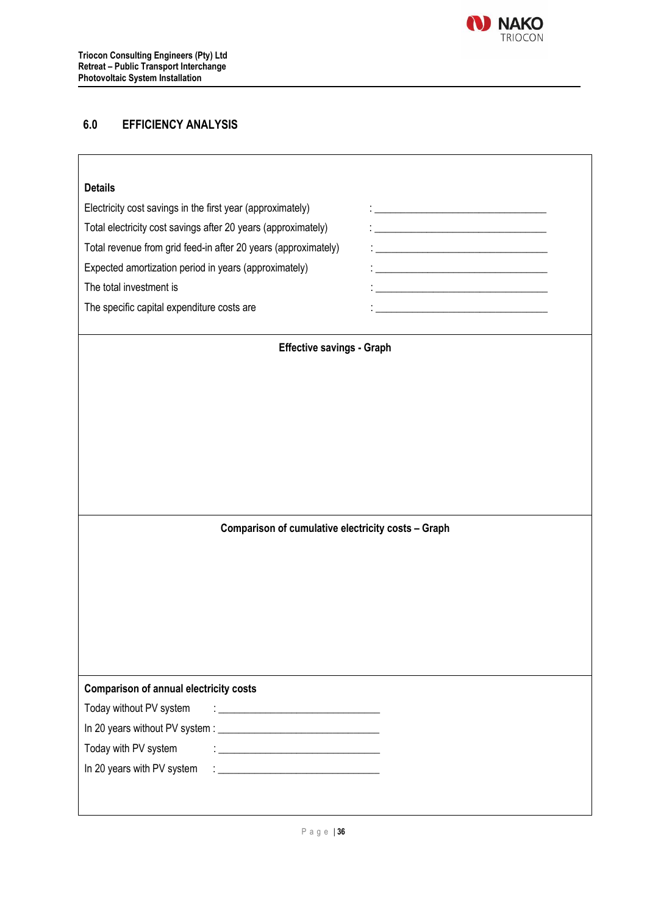## 6.0 EFFICIENCY ANALYSIS

**Details**

Electricity cost savings in the first year (approximately) : ________________________________

Total electricity cost savings after 20 years (approximately) : ________________________________

Total revenue from grid feed-in after 20 years (approximately) : ________________________________

Expected amortization period in years (approximately) : ________________________________

The total investment is : ________________________________

The specific capital expenditure costs are : ________________________________

**Effective savings - Graph**

**Comparison of cumulative electricity costs – Graph**

**Comparison of annual electricity costs**

Today without PV system : ______________________________

In 20 years without PV system : ______________________________

Today with PV system : ______________________________

In 20 years with PV system : ______________________________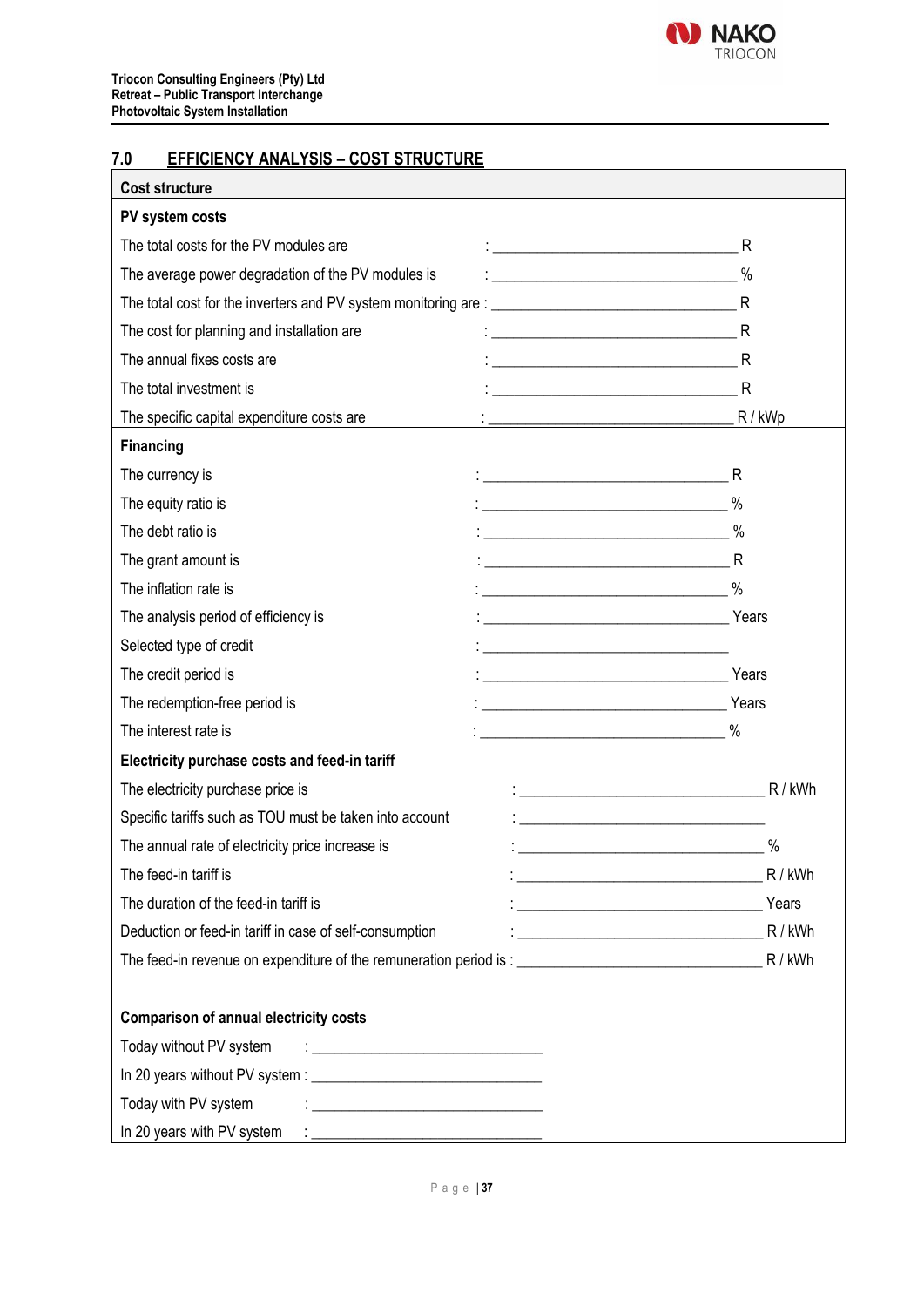## 7.0 EFFICIENCY ANALYSIS – COST STRUCTURE

| Cost structure | | |
|---|---|---|
| **PV system costs** | | |
| The total costs for the PV modules are | : ______________________________ | R |
| The average power degradation of the PV modules is | : ______________________________ | % |
| The total cost for the inverters and PV system monitoring are | : ______________________________ | R |
| The cost for planning and installation are | : ______________________________ | R |
| The annual fixes costs are | : ______________________________ | R |
| The total investment is | : ______________________________ | R |
| The specific capital expenditure costs are | : ______________________________ | R / kWp |
| **Financing** | | |
| The currency is | : ______________________________ | R |
| The equity ratio is | : ______________________________ | % |
| The debt ratio is | : ______________________________ | % |
| The grant amount is | : ______________________________ | R |
| The inflation rate is | : ______________________________ | % |
| The analysis period of efficiency is | : ______________________________ | Years |
| Selected type of credit | : ______________________________ | |
| The credit period is | : ______________________________ | Years |
| The redemption-free period is | : ______________________________ | Years |
| The interest rate is | : ______________________________ | % |
| **Electricity purchase costs and feed-in tariff** | | |
| The electricity purchase price is | : ______________________________ | R / kWh |
| Specific tariffs such as TOU must be taken into account | : ______________________________ | |
| The annual rate of electricity price increase is | : ______________________________ | % |
| The feed-in tariff is | : ______________________________ | R / kWh |
| The duration of the feed-in tariff is | : ______________________________ | Years |
| Deduction or feed-in tariff in case of self-consumption | : ______________________________ | R / kWh |
| The feed-in revenue on expenditure of the remuneration period is | : ______________________________ | R / kWh |
| **Comparison of annual electricity costs** | | |
| Today without PV system | : ______________________________ | |
| In 20 years without PV system | : ______________________________ | |
| Today with PV system | : ______________________________ | |
| In 20 years with PV system | : ______________________________ | |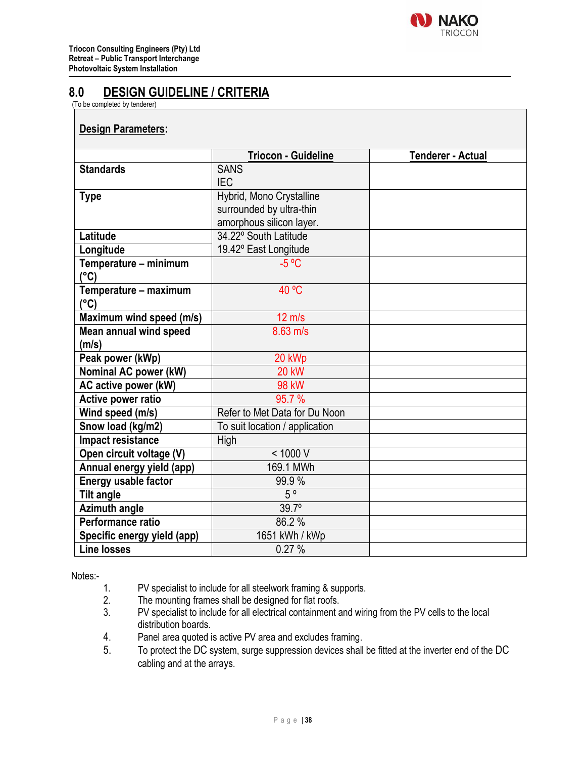## 8.0 DESIGN GUIDELINE / CRITERIA

(To be completed by tenderer)

**Design Parameters:**

| | Triocon - Guideline | Tenderer - Actual |
|---|---|---|
| **Standards** | SANS<br>IEC | |
| **Type** | Hybrid, Mono Crystalline surrounded by ultra-thin amorphous silicon layer. | |
| **Latitude** | 34.22º South Latitude | |
| **Longitude** | 19.42º East Longitude | |
| **Temperature – minimum (°C)** | -5 ºC | |
| **Temperature – maximum (°C)** | 40 ºC | |
| **Maximum wind speed (m/s)** | 12 m/s | |
| **Mean annual wind speed (m/s)** | 8.63 m/s | |
| **Peak power (kWp)** | 20 kWp | |
| **Nominal AC power (kW)** | 20 kW | |
| **AC active power (kW)** | 98 kW | |
| **Active power ratio** | 95.7 % | |
| **Wind speed (m/s)** | Refer to Met Data for Du Noon | |
| **Snow load (kg/m2)** | To suit location / application | |
| **Impact resistance** | High | |
| **Open circuit voltage (V)** | < 1000 V | |
| **Annual energy yield (app)** | 169.1 MWh | |
| **Energy usable factor** | 99.9 % | |
| **Tilt angle** | 5 º | |
| **Azimuth angle** | 39.7º | |
| **Performance ratio** | 86.2 % | |
| **Specific energy yield (app)** | 1651 kWh / kWp | |
| **Line losses** | 0.27 % | |

Notes:-

1. PV specialist to include for all steelwork framing & supports.
2. The mounting frames shall be designed for flat roofs.
3. PV specialist to include for all electrical containment and wiring from the PV cells to the local distribution boards.
4. Panel area quoted is active PV area and excludes framing.
5. To protect the DC system, surge suppression devices shall be fitted at the inverter end of the DC cabling and at the arrays.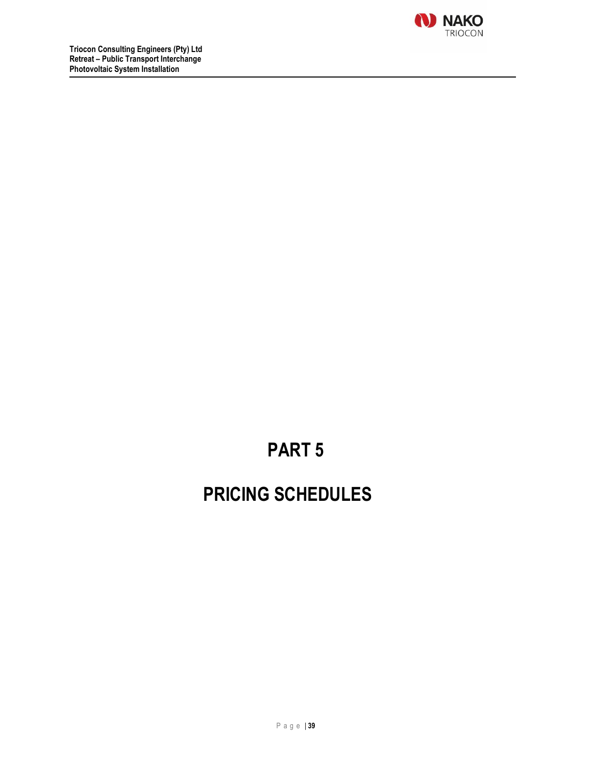# PART 5

# PRICING SCHEDULES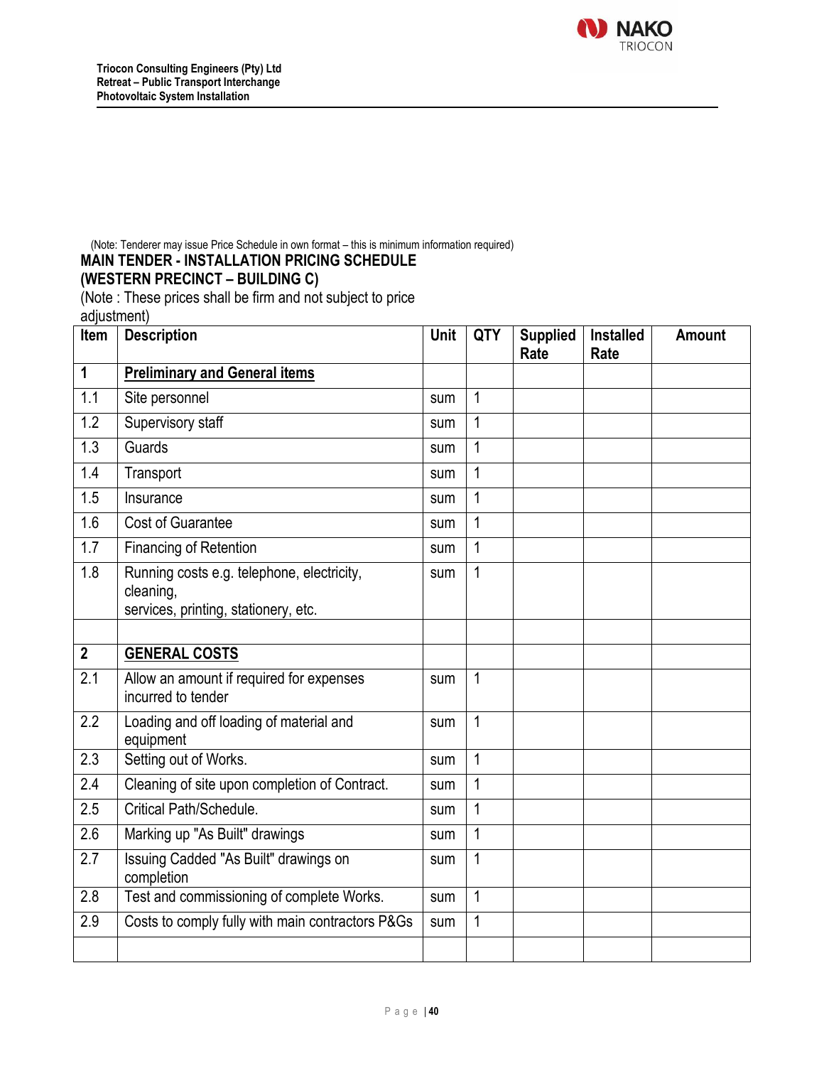(Note: Tenderer may issue Price Schedule in own format – this is minimum information required)

**MAIN TENDER - INSTALLATION PRICING SCHEDULE**
**(WESTERN PRECINCT – BUILDING C)**

(Note : These prices shall be firm and not subject to price adjustment)

| Item | Description | Unit | QTY | Supplied Rate | Installed Rate | Amount |
|---|---|---|---|---|---|---|
| **1** | **Preliminary and General items** | | | | | |
| 1.1 | Site personnel | sum | 1 | | | |
| 1.2 | Supervisory staff | sum | 1 | | | |
| 1.3 | Guards | sum | 1 | | | |
| 1.4 | Transport | sum | 1 | | | |
| 1.5 | Insurance | sum | 1 | | | |
| 1.6 | Cost of Guarantee | sum | 1 | | | |
| 1.7 | Financing of Retention | sum | 1 | | | |
| 1.8 | Running costs e.g. telephone, electricity, cleaning, services, printing, stationery, etc. | sum | 1 | | | |
| | | | | | | |
| **2** | **GENERAL COSTS** | | | | | |
| 2.1 | Allow an amount if required for expenses incurred to tender | sum | 1 | | | |
| 2.2 | Loading and off loading of material and equipment | sum | 1 | | | |
| 2.3 | Setting out of Works. | sum | 1 | | | |
| 2.4 | Cleaning of site upon completion of Contract. | sum | 1 | | | |
| 2.5 | Critical Path/Schedule. | sum | 1 | | | |
| 2.6 | Marking up "As Built" drawings | sum | 1 | | | |
| 2.7 | Issuing Cadded "As Built" drawings on completion | sum | 1 | | | |
| 2.8 | Test and commissioning of complete Works. | sum | 1 | | | |
| 2.9 | Costs to comply fully with main contractors P&Gs | sum | 1 | | | |
| | | | | | | |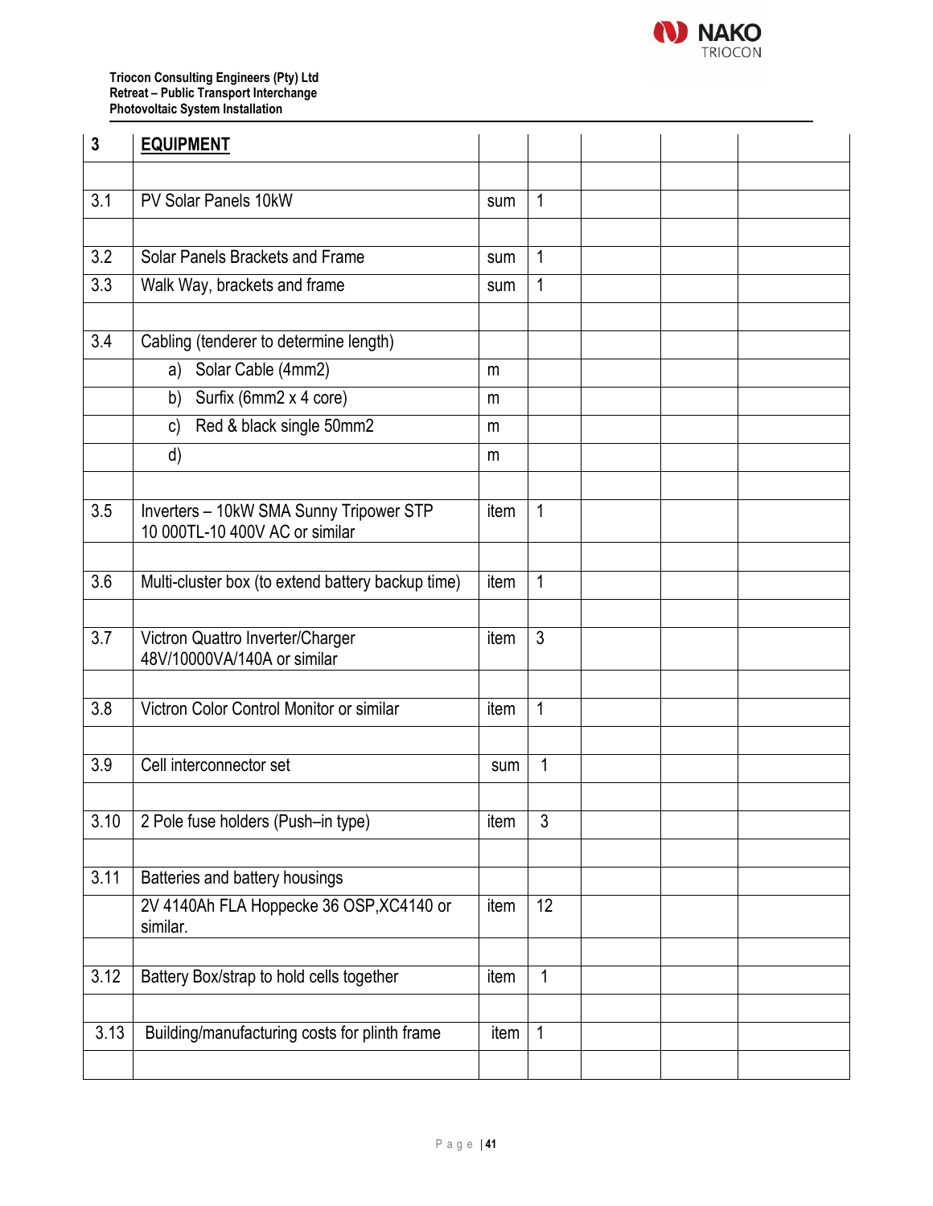| 3 | **EQUIPMENT** | | | | | |
|---|---|---|---|---|---|---|
| | | | | | | |
| 3.1 | PV Solar Panels 10kW | sum | 1 | | | |
| | | | | | | |
| 3.2 | Solar Panels Brackets and Frame | sum | 1 | | | |
| 3.3 | Walk Way, brackets and frame | sum | 1 | | | |
| | | | | | | |
| 3.4 | Cabling (tenderer to determine length) | | | | | |
| | a) Solar Cable (4mm2) | m | | | | |
| | b) Surfix (6mm2 x 4 core) | m | | | | |
| | c) Red & black single 50mm2 | m | | | | |
| | d) | m | | | | |
| | | | | | | |
| 3.5 | Inverters – 10kW SMA Sunny Tripower STP 10 000TL-10 400V AC or similar | item | 1 | | | |
| | | | | | | |
| 3.6 | Multi-cluster box (to extend battery backup time) | item | 1 | | | |
| | | | | | | |
| 3.7 | Victron Quattro Inverter/Charger 48V/10000VA/140A or similar | item | 3 | | | |
| | | | | | | |
| 3.8 | Victron Color Control Monitor or similar | item | 1 | | | |
| | | | | | | |
| 3.9 | Cell interconnector set | sum | 1 | | | |
| | | | | | | |
| 3.10 | 2 Pole fuse holders (Push–in type) | item | 3 | | | |
| | | | | | | |
| 3.11 | Batteries and battery housings | | | | | |
| | 2V 4140Ah FLA Hoppecke 36 OSP,XC4140 or similar. | item | 12 | | | |
| | | | | | | |
| 3.12 | Battery Box/strap to hold cells together | item | 1 | | | |
| | | | | | | |
| 3.13 | Building/manufacturing costs for plinth frame | item | 1 | | | |
| | | | | | | |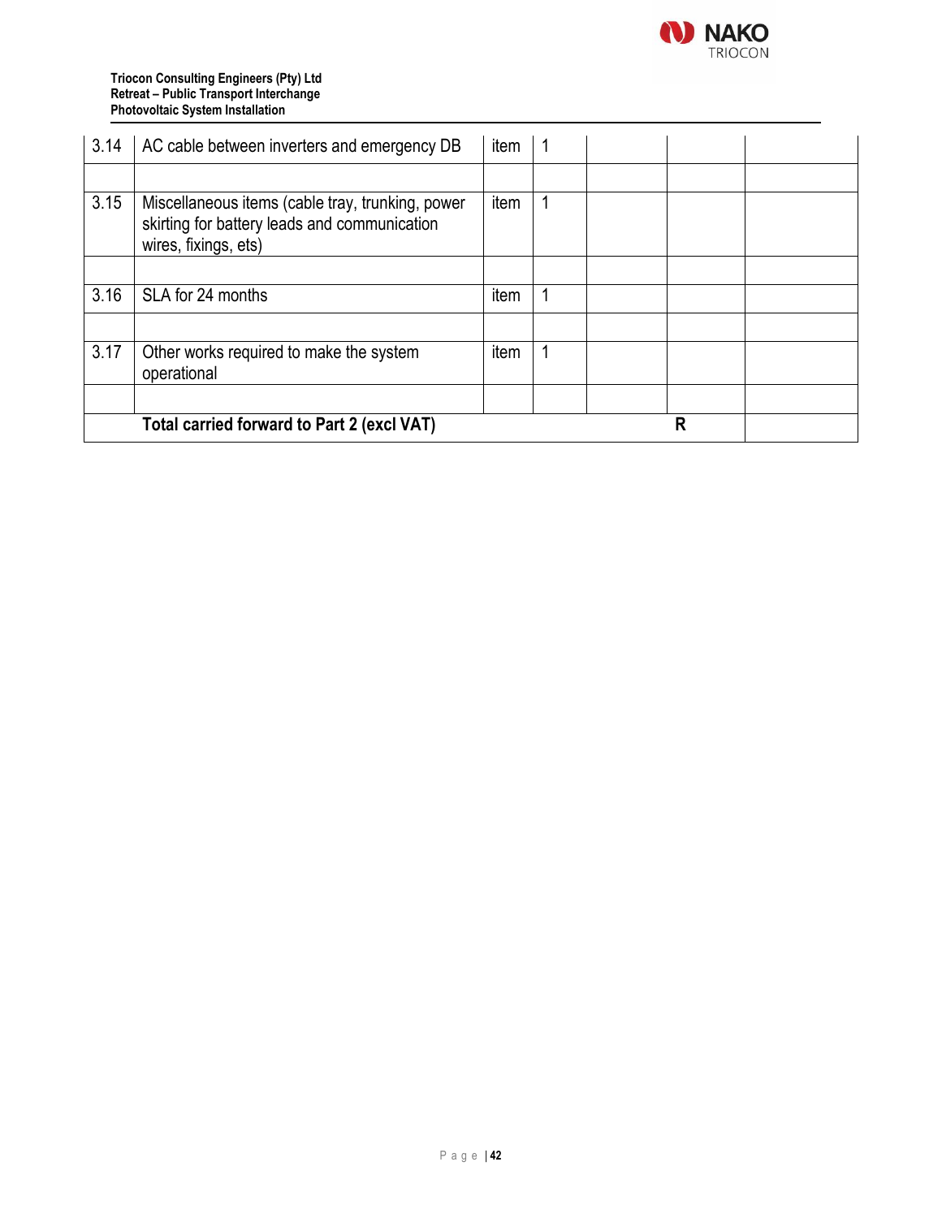| | | | | | | |
|---|---|---|---|---|---|---|
| 3.14 | AC cable between inverters and emergency DB | item | 1 | | | |
| | | | | | | |
| 3.15 | Miscellaneous items (cable tray, trunking, power skirting for battery leads and communication wires, fixings, ets) | item | 1 | | | |
| | | | | | | |
| 3.16 | SLA for 24 months | item | 1 | | | |
| | | | | | | |
| 3.17 | Other works required to make the system operational | item | 1 | | | |
| | | | | | | |
| | **Total carried forward to Part 2 (excl VAT)** | | | | **R** | |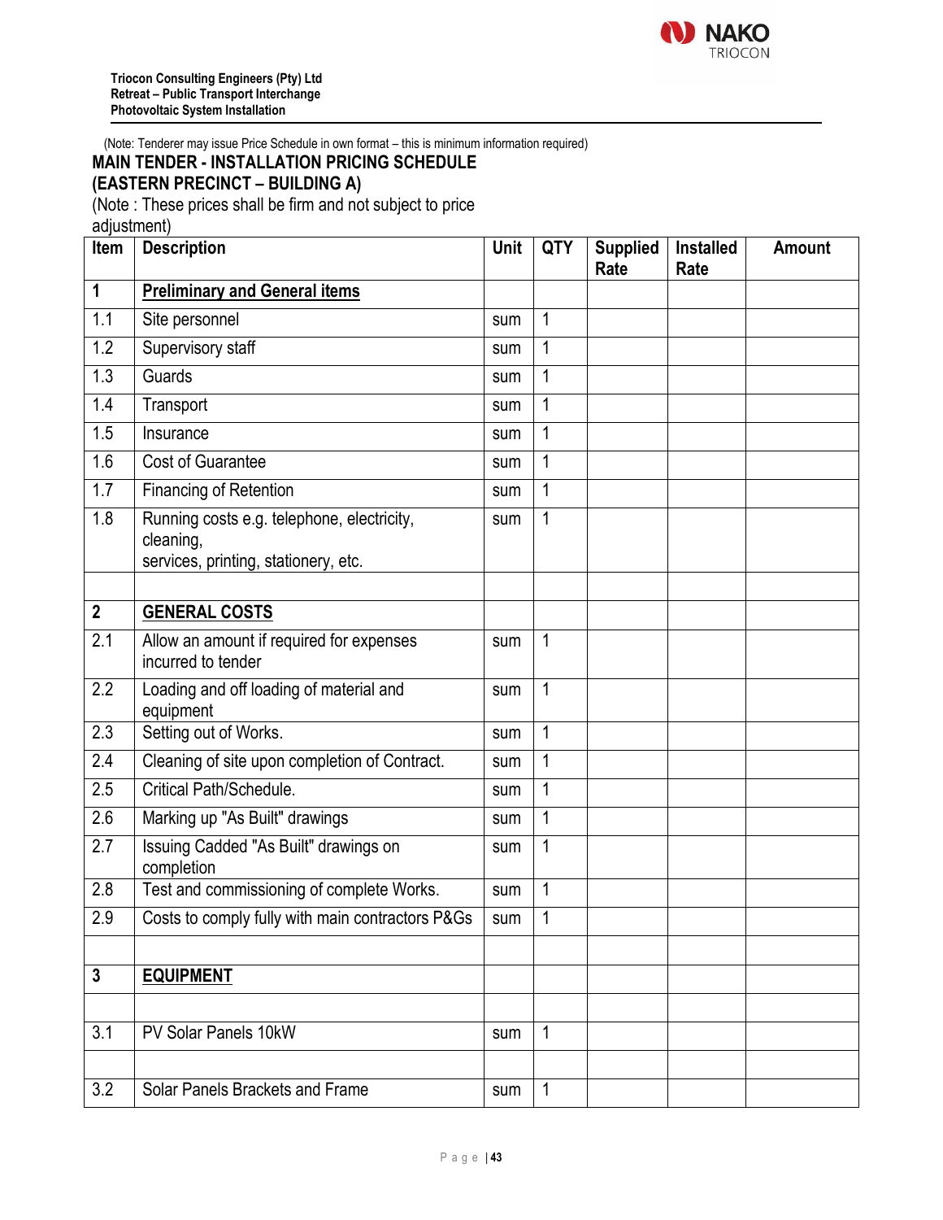**Triocon Consulting Engineers (Pty) Ltd**
**Retreat – Public Transport Interchange**
**Photovoltaic System Installation**

(Note: Tenderer may issue Price Schedule in own format – this is minimum information required)

## MAIN TENDER - INSTALLATION PRICING SCHEDULE
## (EASTERN PRECINCT – BUILDING A)

(Note : These prices shall be firm and not subject to price adjustment)

| Item | Description | Unit | QTY | Supplied Rate | Installed Rate | Amount |
|---|---|---|---|---|---|---|
| **1** | **Preliminary and General items** | | | | | |
| 1.1 | Site personnel | sum | 1 | | | |
| 1.2 | Supervisory staff | sum | 1 | | | |
| 1.3 | Guards | sum | 1 | | | |
| 1.4 | Transport | sum | 1 | | | |
| 1.5 | Insurance | sum | 1 | | | |
| 1.6 | Cost of Guarantee | sum | 1 | | | |
| 1.7 | Financing of Retention | sum | 1 | | | |
| 1.8 | Running costs e.g. telephone, electricity, cleaning, services, printing, stationery, etc. | sum | 1 | | | |
| | | | | | | |
| **2** | **GENERAL COSTS** | | | | | |
| 2.1 | Allow an amount if required for expenses incurred to tender | sum | 1 | | | |
| 2.2 | Loading and off loading of material and equipment | sum | 1 | | | |
| 2.3 | Setting out of Works. | sum | 1 | | | |
| 2.4 | Cleaning of site upon completion of Contract. | sum | 1 | | | |
| 2.5 | Critical Path/Schedule. | sum | 1 | | | |
| 2.6 | Marking up "As Built" drawings | sum | 1 | | | |
| 2.7 | Issuing Cadded "As Built" drawings on completion | sum | 1 | | | |
| 2.8 | Test and commissioning of complete Works. | sum | 1 | | | |
| 2.9 | Costs to comply fully with main contractors P&Gs | sum | 1 | | | |
| | | | | | | |
| **3** | **EQUIPMENT** | | | | | |
| | | | | | | |
| 3.1 | PV Solar Panels 10kW | sum | 1 | | | |
| | | | | | | |
| 3.2 | Solar Panels Brackets and Frame | sum | 1 | | | |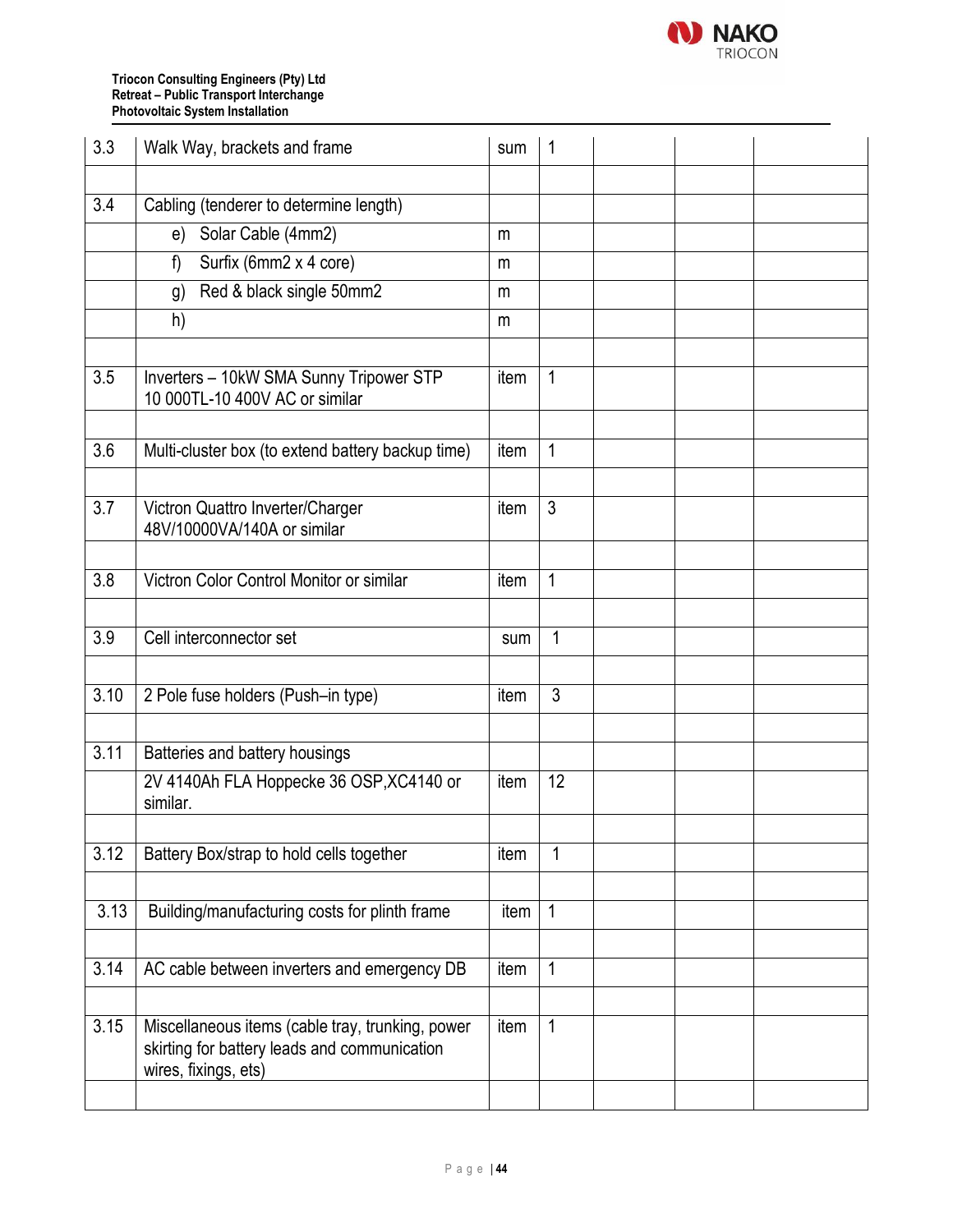| | | | | | | |
|---|---|---|---|---|---|---|
| 3.3 | Walk Way, brackets and frame | sum | 1 | | | |
| | | | | | | |
| 3.4 | Cabling (tenderer to determine length) | | | | | |
| | e) Solar Cable (4mm2) | m | | | | |
| | f) Surfix (6mm2 x 4 core) | m | | | | |
| | g) Red & black single 50mm2 | m | | | | |
| | h) | m | | | | |
| | | | | | | |
| 3.5 | Inverters – 10kW SMA Sunny Tripower STP 10 000TL-10 400V AC or similar | item | 1 | | | |
| | | | | | | |
| 3.6 | Multi-cluster box (to extend battery backup time) | item | 1 | | | |
| | | | | | | |
| 3.7 | Victron Quattro Inverter/Charger 48V/10000VA/140A or similar | item | 3 | | | |
| | | | | | | |
| 3.8 | Victron Color Control Monitor or similar | item | 1 | | | |
| | | | | | | |
| 3.9 | Cell interconnector set | sum | 1 | | | |
| | | | | | | |
| 3.10 | 2 Pole fuse holders (Push–in type) | item | 3 | | | |
| | | | | | | |
| 3.11 | Batteries and battery housings | | | | | |
| | 2V 4140Ah FLA Hoppecke 36 OSP,XC4140 or similar. | item | 12 | | | |
| | | | | | | |
| 3.12 | Battery Box/strap to hold cells together | item | 1 | | | |
| | | | | | | |
| 3.13 | Building/manufacturing costs for plinth frame | item | 1 | | | |
| | | | | | | |
| 3.14 | AC cable between inverters and emergency DB | item | 1 | | | |
| | | | | | | |
| 3.15 | Miscellaneous items (cable tray, trunking, power skirting for battery leads and communication wires, fixings, ets) | item | 1 | | | |
| | | | | | | |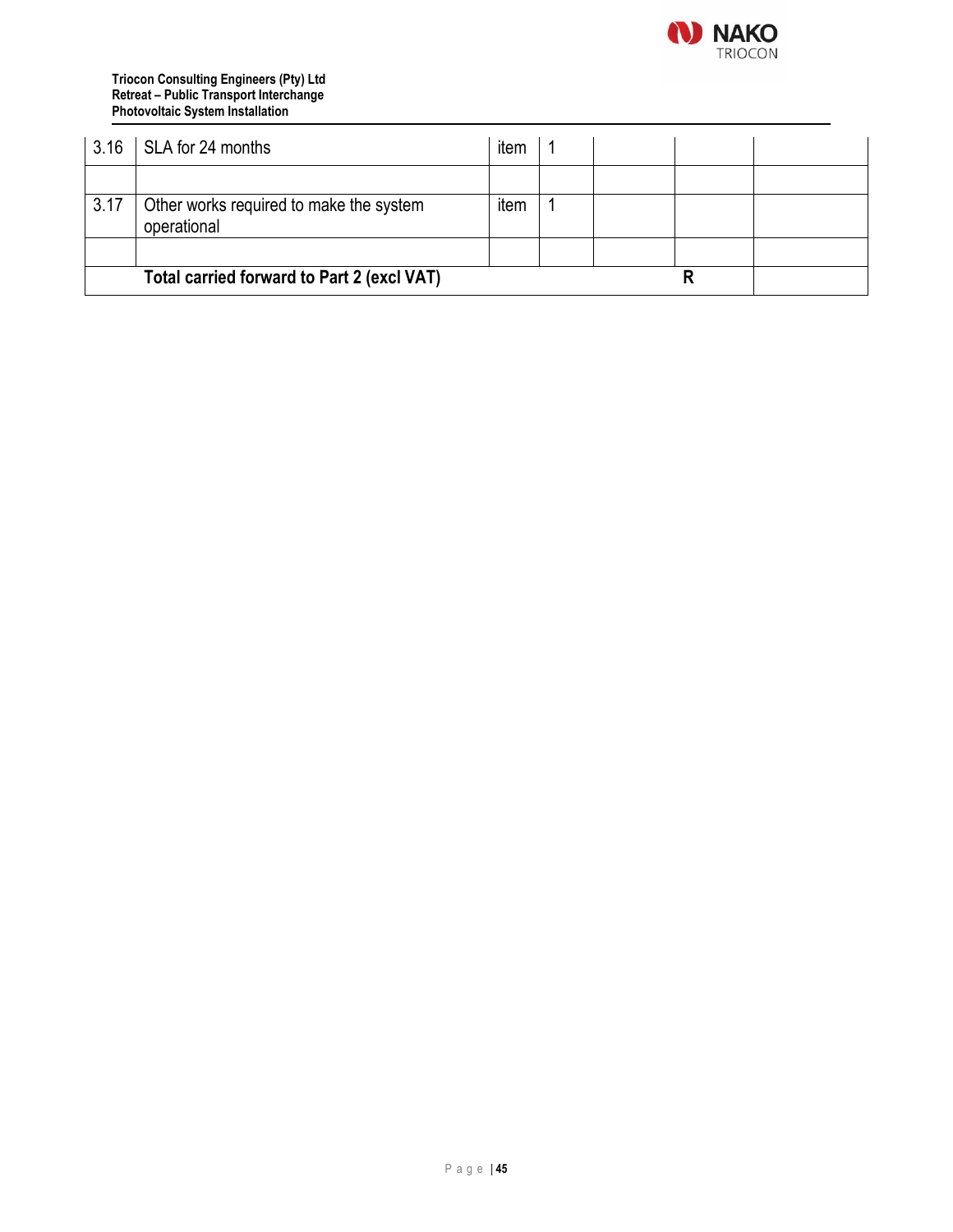| 3.16 | SLA for 24 months | item | 1 | | | |
|---|---|---|---|---|---|---|
| | | | | | | |
| 3.17 | Other works required to make the system operational | item | 1 | | | |
| | | | | | | |
| | **Total carried forward to Part 2 (excl VAT)** | | | | **R** | |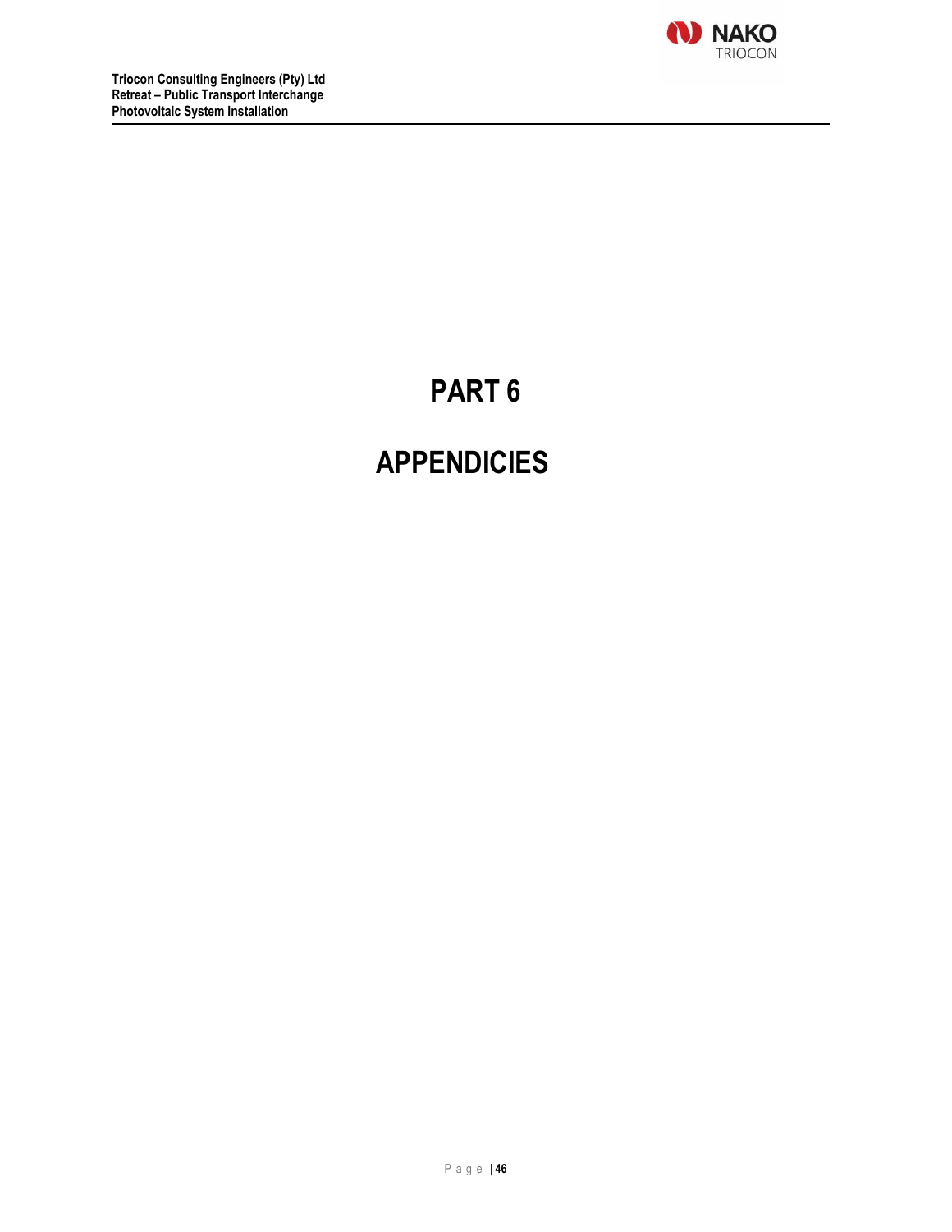# PART 6

# APPENDICIES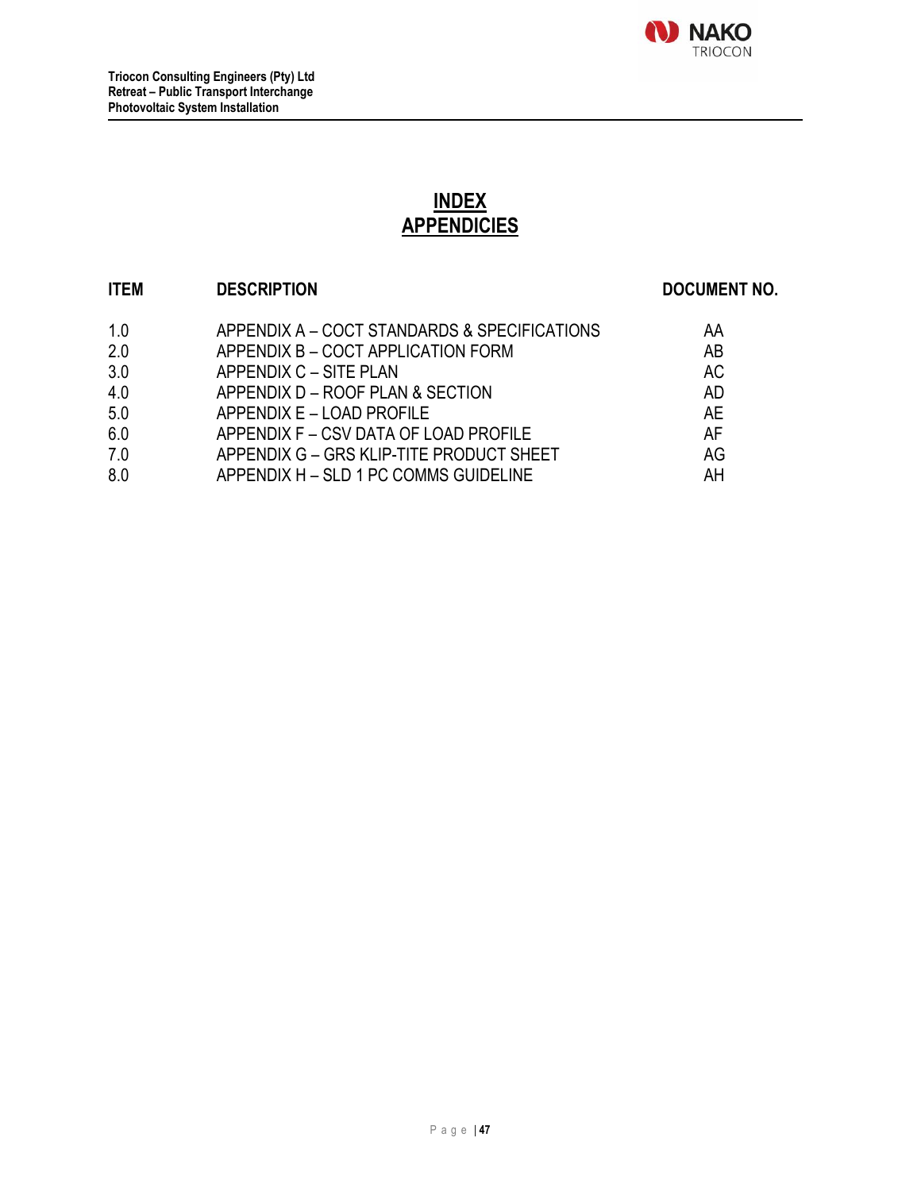# INDEX
# APPENDICIES

| ITEM | DESCRIPTION | DOCUMENT NO. |
| --- | --- | --- |
| 1.0 | APPENDIX A – COCT STANDARDS & SPECIFICATIONS | AA |
| 2.0 | APPENDIX B – COCT APPLICATION FORM | AB |
| 3.0 | APPENDIX C – SITE PLAN | AC |
| 4.0 | APPENDIX D – ROOF PLAN & SECTION | AD |
| 5.0 | APPENDIX E – LOAD PROFILE | AE |
| 6.0 | APPENDIX F – CSV DATA OF LOAD PROFILE | AF |
| 7.0 | APPENDIX G – GRS KLIP-TITE PRODUCT SHEET | AG |
| 8.0 | APPENDIX H – SLD 1 PC COMMS GUIDELINE | AH |